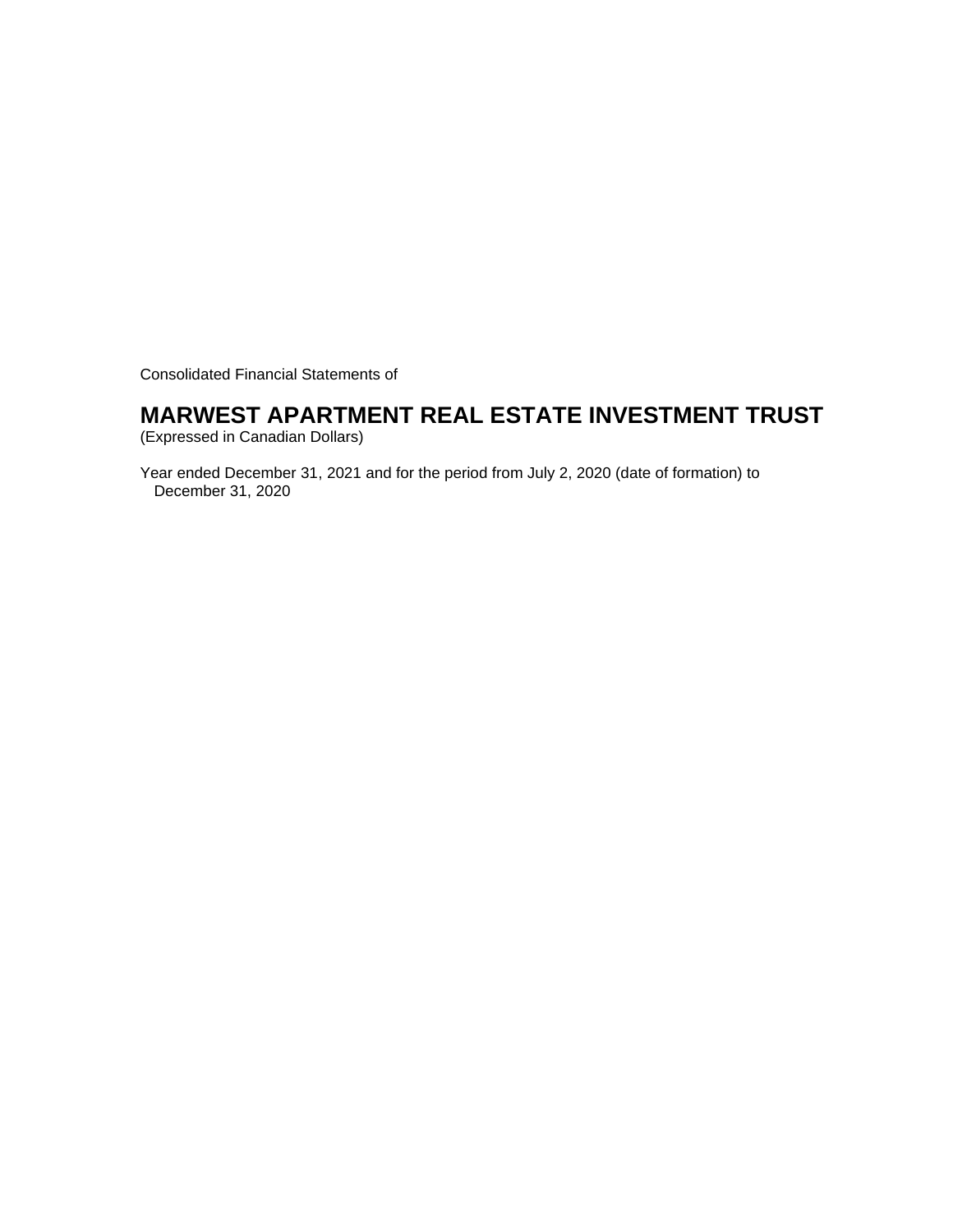Consolidated Financial Statements of

# MARWEST APARTMENT REAL ESTATE INVESTMENT TRUST

(Expressed in Canadian Dollars)

Year ended December 31, 2021 and for the period from July 2, 2020 (date of formation) to December 31, 2020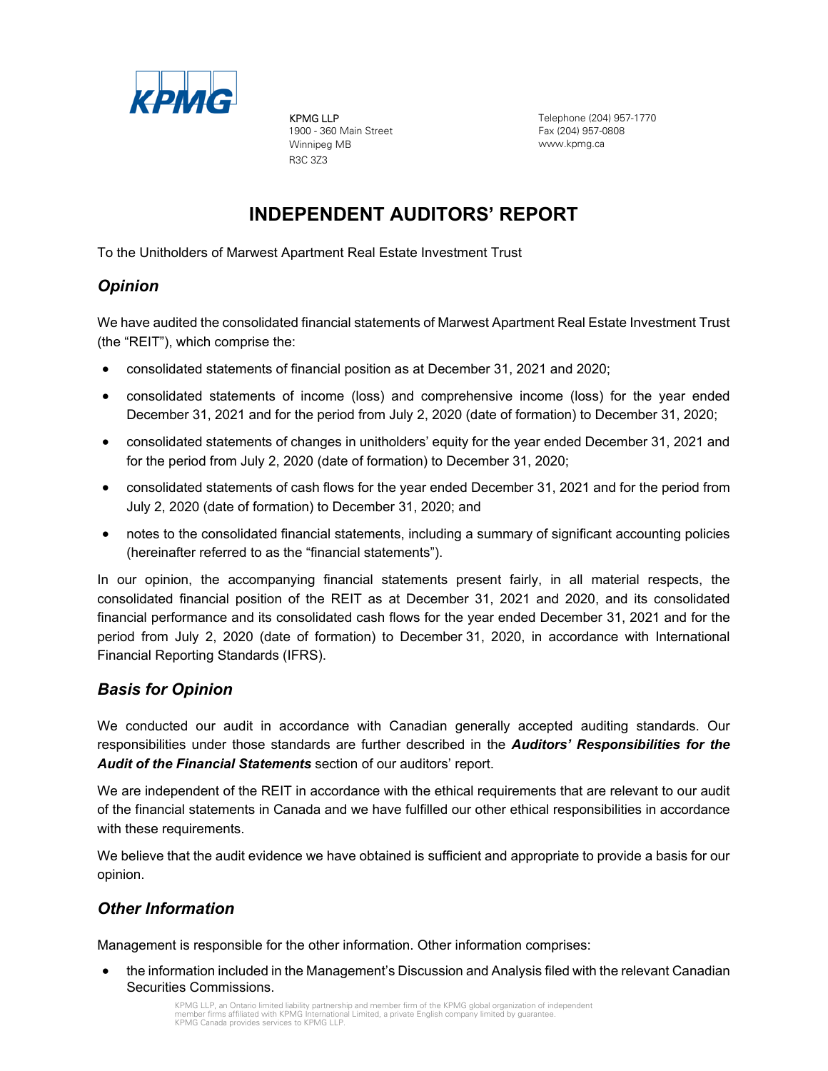KPMG LLP
1900 - 360 Main Street
Winnipeg MB
R3C 3Z3

Telephone (204) 957-1770
Fax (204) 957-0808
www.kpmg.ca

# INDEPENDENT AUDITORS' REPORT

To the Unitholders of Marwest Apartment Real Estate Investment Trust

## *Opinion*

We have audited the consolidated financial statements of Marwest Apartment Real Estate Investment Trust (the "REIT"), which comprise the:

- consolidated statements of financial position as at December 31, 2021 and 2020;
- consolidated statements of income (loss) and comprehensive income (loss) for the year ended December 31, 2021 and for the period from July 2, 2020 (date of formation) to December 31, 2020;
- consolidated statements of changes in unitholders' equity for the year ended December 31, 2021 and for the period from July 2, 2020 (date of formation) to December 31, 2020;
- consolidated statements of cash flows for the year ended December 31, 2021 and for the period from July 2, 2020 (date of formation) to December 31, 2020; and
- notes to the consolidated financial statements, including a summary of significant accounting policies (hereinafter referred to as the "financial statements").

In our opinion, the accompanying financial statements present fairly, in all material respects, the consolidated financial position of the REIT as at December 31, 2021 and 2020, and its consolidated financial performance and its consolidated cash flows for the year ended December 31, 2021 and for the period from July 2, 2020 (date of formation) to December 31, 2020, in accordance with International Financial Reporting Standards (IFRS).

## *Basis for Opinion*

We conducted our audit in accordance with Canadian generally accepted auditing standards. Our responsibilities under those standards are further described in the ***Auditors' Responsibilities for the Audit of the Financial Statements*** section of our auditors' report.

We are independent of the REIT in accordance with the ethical requirements that are relevant to our audit of the financial statements in Canada and we have fulfilled our other ethical responsibilities in accordance with these requirements.

We believe that the audit evidence we have obtained is sufficient and appropriate to provide a basis for our opinion.

## *Other Information*

Management is responsible for the other information. Other information comprises:

- the information included in the Management's Discussion and Analysis filed with the relevant Canadian Securities Commissions.

KPMG LLP, an Ontario limited liability partnership and member firm of the KPMG global organization of independent member firms affiliated with KPMG International Limited, a private English company limited by guarantee. KPMG Canada provides services to KPMG LLP.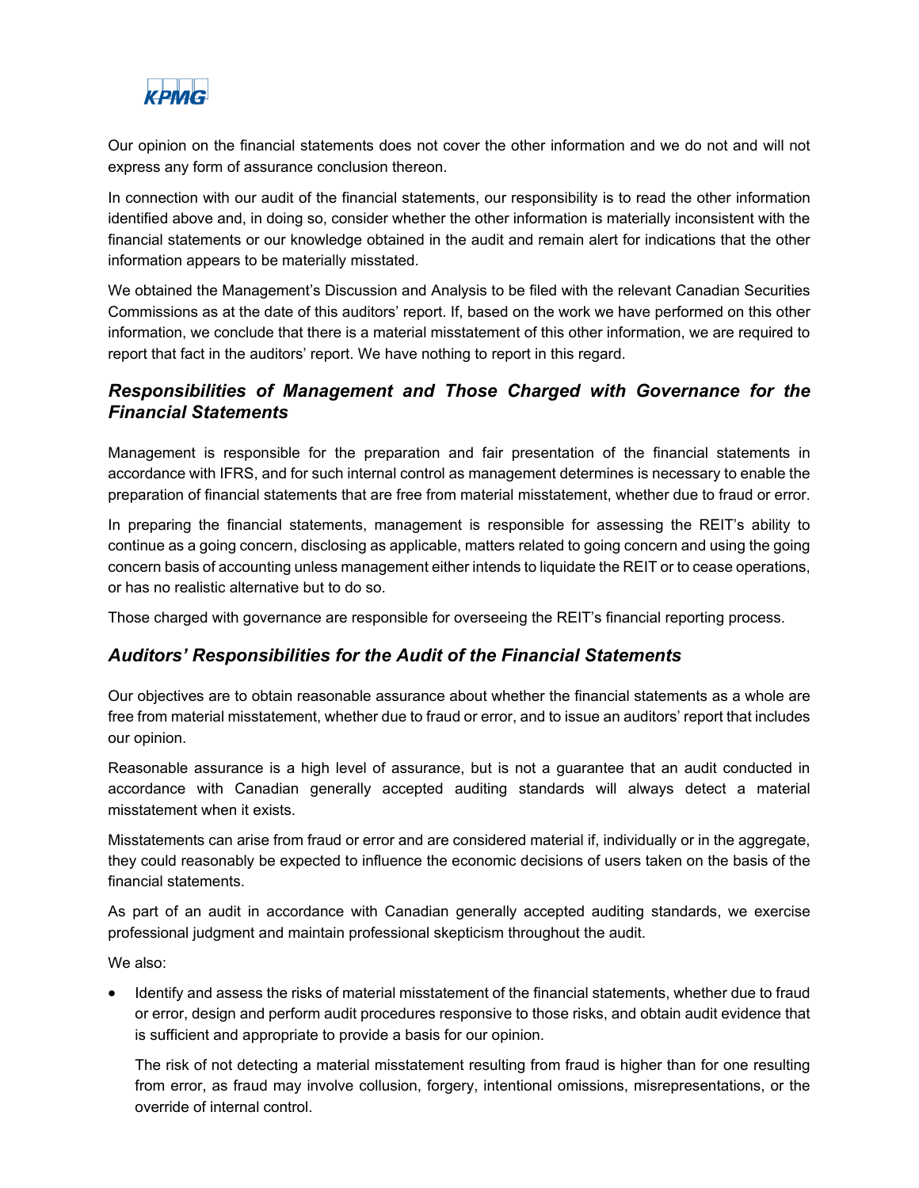Our opinion on the financial statements does not cover the other information and we do not and will not express any form of assurance conclusion thereon.

In connection with our audit of the financial statements, our responsibility is to read the other information identified above and, in doing so, consider whether the other information is materially inconsistent with the financial statements or our knowledge obtained in the audit and remain alert for indications that the other information appears to be materially misstated.

We obtained the Management's Discussion and Analysis to be filed with the relevant Canadian Securities Commissions as at the date of this auditors' report. If, based on the work we have performed on this other information, we conclude that there is a material misstatement of this other information, we are required to report that fact in the auditors' report. We have nothing to report in this regard.

### *Responsibilities of Management and Those Charged with Governance for the Financial Statements*

Management is responsible for the preparation and fair presentation of the financial statements in accordance with IFRS, and for such internal control as management determines is necessary to enable the preparation of financial statements that are free from material misstatement, whether due to fraud or error.

In preparing the financial statements, management is responsible for assessing the REIT's ability to continue as a going concern, disclosing as applicable, matters related to going concern and using the going concern basis of accounting unless management either intends to liquidate the REIT or to cease operations, or has no realistic alternative but to do so.

Those charged with governance are responsible for overseeing the REIT's financial reporting process.

### *Auditors' Responsibilities for the Audit of the Financial Statements*

Our objectives are to obtain reasonable assurance about whether the financial statements as a whole are free from material misstatement, whether due to fraud or error, and to issue an auditors' report that includes our opinion.

Reasonable assurance is a high level of assurance, but is not a guarantee that an audit conducted in accordance with Canadian generally accepted auditing standards will always detect a material misstatement when it exists.

Misstatements can arise from fraud or error and are considered material if, individually or in the aggregate, they could reasonably be expected to influence the economic decisions of users taken on the basis of the financial statements.

As part of an audit in accordance with Canadian generally accepted auditing standards, we exercise professional judgment and maintain professional skepticism throughout the audit.

We also:

- Identify and assess the risks of material misstatement of the financial statements, whether due to fraud or error, design and perform audit procedures responsive to those risks, and obtain audit evidence that is sufficient and appropriate to provide a basis for our opinion.

  The risk of not detecting a material misstatement resulting from fraud is higher than for one resulting from error, as fraud may involve collusion, forgery, intentional omissions, misrepresentations, or the override of internal control.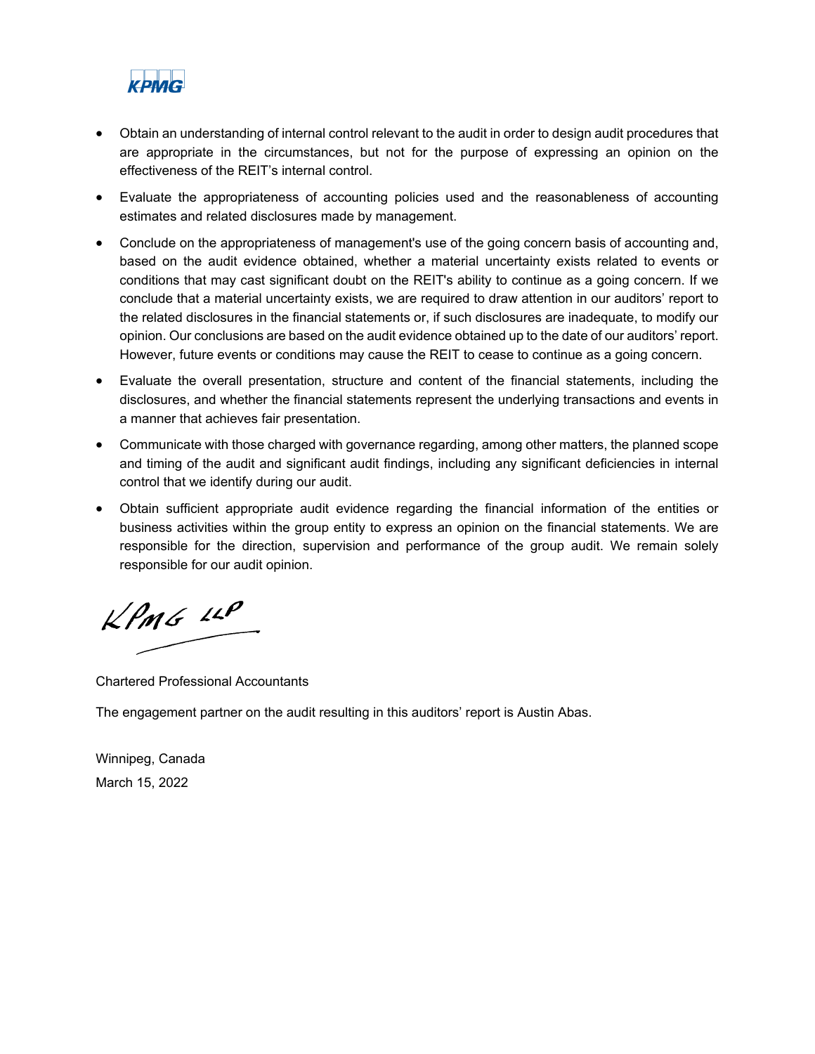- Obtain an understanding of internal control relevant to the audit in order to design audit procedures that are appropriate in the circumstances, but not for the purpose of expressing an opinion on the effectiveness of the REIT's internal control.
- Evaluate the appropriateness of accounting policies used and the reasonableness of accounting estimates and related disclosures made by management.
- Conclude on the appropriateness of management's use of the going concern basis of accounting and, based on the audit evidence obtained, whether a material uncertainty exists related to events or conditions that may cast significant doubt on the REIT's ability to continue as a going concern. If we conclude that a material uncertainty exists, we are required to draw attention in our auditors' report to the related disclosures in the financial statements or, if such disclosures are inadequate, to modify our opinion. Our conclusions are based on the audit evidence obtained up to the date of our auditors' report. However, future events or conditions may cause the REIT to cease to continue as a going concern.
- Evaluate the overall presentation, structure and content of the financial statements, including the disclosures, and whether the financial statements represent the underlying transactions and events in a manner that achieves fair presentation.
- Communicate with those charged with governance regarding, among other matters, the planned scope and timing of the audit and significant audit findings, including any significant deficiencies in internal control that we identify during our audit.
- Obtain sufficient appropriate audit evidence regarding the financial information of the entities or business activities within the group entity to express an opinion on the financial statements. We are responsible for the direction, supervision and performance of the group audit. We remain solely responsible for our audit opinion.

KPMG LLP

Chartered Professional Accountants

The engagement partner on the audit resulting in this auditors' report is Austin Abas.

Winnipeg, Canada
March 15, 2022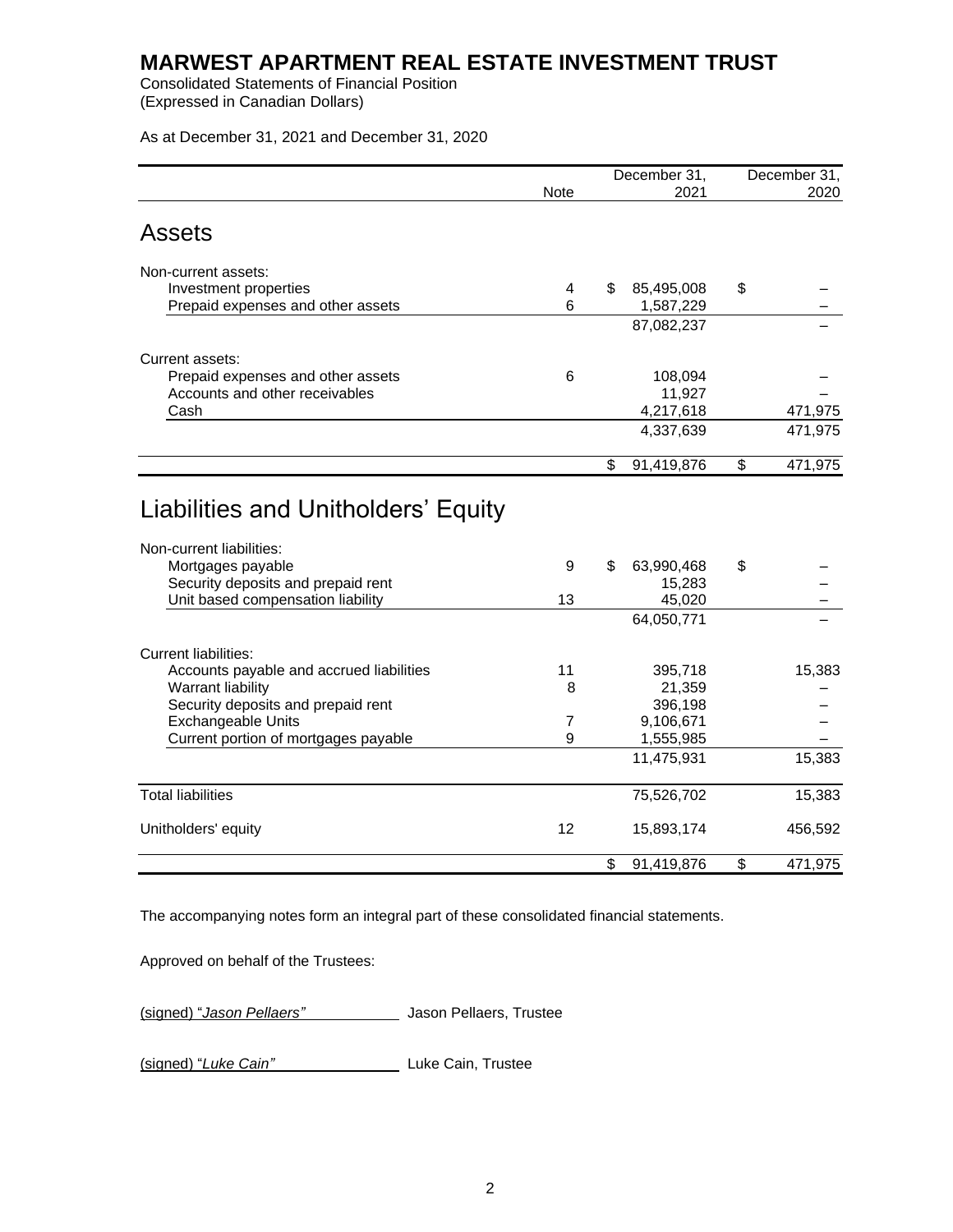# MARWEST APARTMENT REAL ESTATE INVESTMENT TRUST

Consolidated Statements of Financial Position
(Expressed in Canadian Dollars)

As at December 31, 2021 and December 31, 2020

| | Note | December 31, 2021 | December 31, 2020 |
|---|---|---|---|
| **Assets** | | | |
| Non-current assets: | | | |
| Investment properties | 4 | $ 85,495,008 | $ – |
| Prepaid expenses and other assets | 6 | 1,587,229 | – |
| | | 87,082,237 | – |
| Current assets: | | | |
| Prepaid expenses and other assets | 6 | 108,094 | – |
| Accounts and other receivables | | 11,927 | – |
| Cash | | 4,217,618 | 471,975 |
| | | 4,337,639 | 471,975 |
| | | $ 91,419,876 | $ 471,975 |
| **Liabilities and Unitholders' Equity** | | | |
| Non-current liabilities: | | | |
| Mortgages payable | 9 | $ 63,990,468 | $ – |
| Security deposits and prepaid rent | | 15,283 | – |
| Unit based compensation liability | 13 | 45,020 | – |
| | | 64,050,771 | – |
| Current liabilities: | | | |
| Accounts payable and accrued liabilities | 11 | 395,718 | 15,383 |
| Warrant liability | 8 | 21,359 | – |
| Security deposits and prepaid rent | | 396,198 | – |
| Exchangeable Units | 7 | 9,106,671 | – |
| Current portion of mortgages payable | 9 | 1,555,985 | – |
| | | 11,475,931 | 15,383 |
| Total liabilities | | 75,526,702 | 15,383 |
| Unitholders' equity | 12 | 15,893,174 | 456,592 |
| | | $ 91,419,876 | $ 471,975 |

The accompanying notes form an integral part of these consolidated financial statements.

Approved on behalf of the Trustees:

(signed) "*Jason Pellaers"* Jason Pellaers, Trustee

(signed) "*Luke Cain"* Luke Cain, Trustee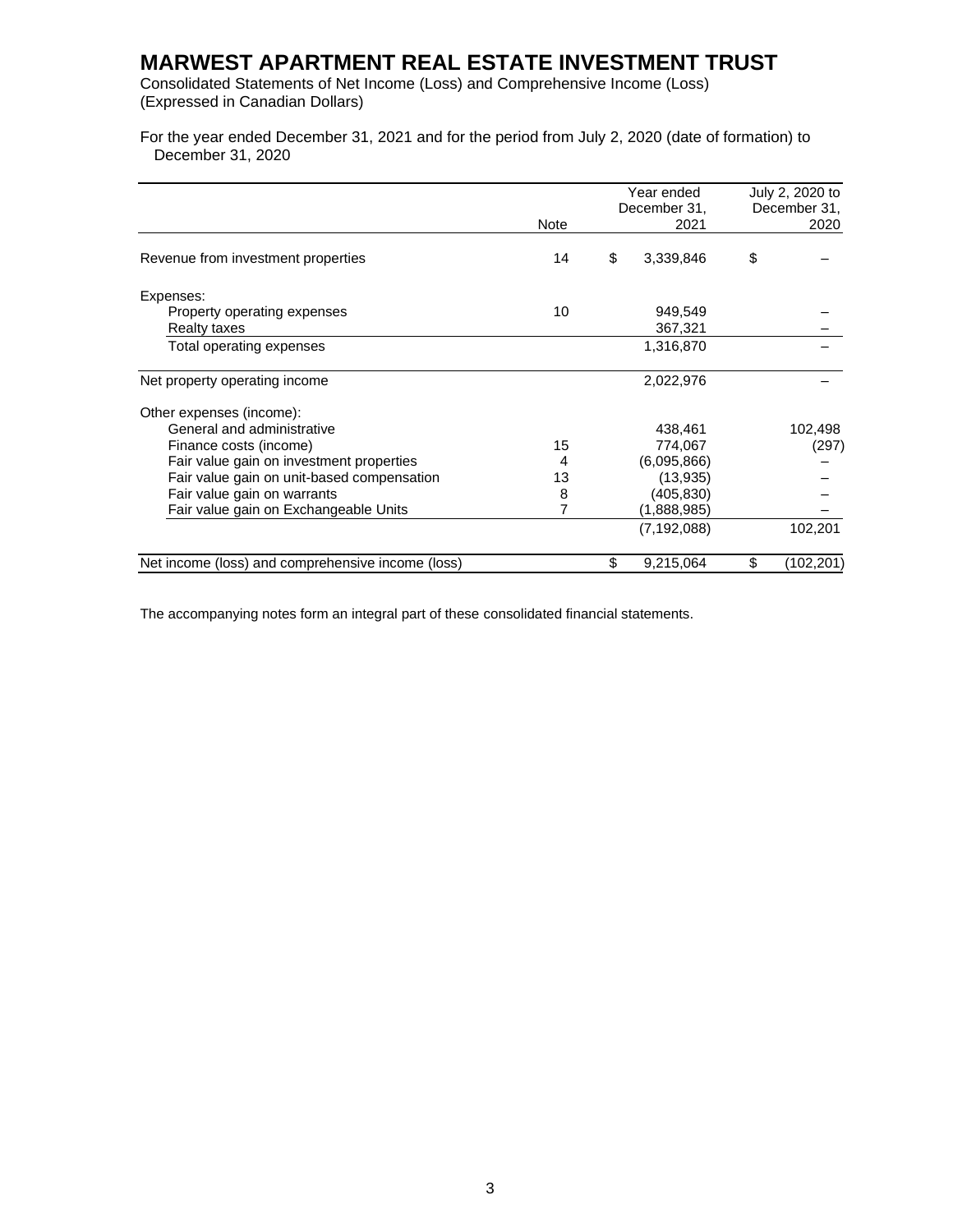# MARWEST APARTMENT REAL ESTATE INVESTMENT TRUST

Consolidated Statements of Net Income (Loss) and Comprehensive Income (Loss)
(Expressed in Canadian Dollars)

For the year ended December 31, 2021 and for the period from July 2, 2020 (date of formation) to December 31, 2020

| | Note | Year ended December 31, 2021 | July 2, 2020 to December 31, 2020 |
|---|---|---|---|
| Revenue from investment properties | 14 | $ 3,339,846 | $ – |
| Expenses: | | | |
| Property operating expenses | 10 | 949,549 | – |
| Realty taxes | | 367,321 | – |
| Total operating expenses | | 1,316,870 | – |
| Net property operating income | | 2,022,976 | – |
| Other expenses (income): | | | |
| General and administrative | | 438,461 | 102,498 |
| Finance costs (income) | 15 | 774,067 | (297) |
| Fair value gain on investment properties | 4 | (6,095,866) | – |
| Fair value gain on unit-based compensation | 13 | (13,935) | – |
| Fair value gain on warrants | 8 | (405,830) | – |
| Fair value gain on Exchangeable Units | 7 | (1,888,985) | – |
| | | (7,192,088) | 102,201 |
| Net income (loss) and comprehensive income (loss) | | $ 9,215,064 | $ (102,201) |

The accompanying notes form an integral part of these consolidated financial statements.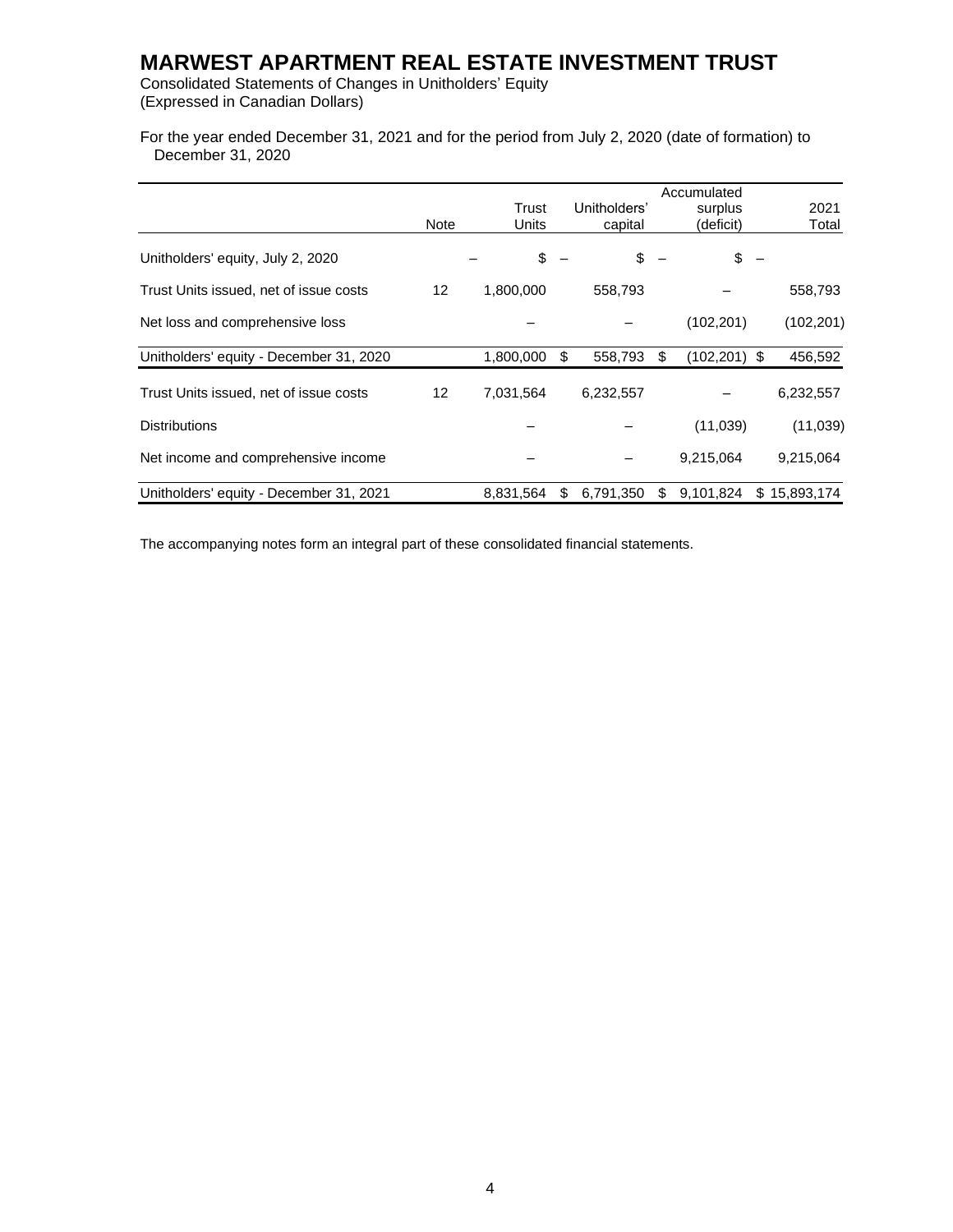# MARWEST APARTMENT REAL ESTATE INVESTMENT TRUST

Consolidated Statements of Changes in Unitholders' Equity
(Expressed in Canadian Dollars)

For the year ended December 31, 2021 and for the period from July 2, 2020 (date of formation) to December 31, 2020

| | Note | Trust Units | Unitholders' capital | Accumulated surplus (deficit) | 2021 Total |
|---|---|---|---|---|---|
| Unitholders' equity, July 2, 2020 | | – | $ – | $ – | $ – |
| Trust Units issued, net of issue costs | 12 | 1,800,000 | 558,793 | – | 558,793 |
| Net loss and comprehensive loss | | – | – | (102,201) | (102,201) |
| Unitholders' equity - December 31, 2020 | | 1,800,000 | $ 558,793 | $ (102,201) | $ 456,592 |
| Trust Units issued, net of issue costs | 12 | 7,031,564 | 6,232,557 | – | 6,232,557 |
| Distributions | | – | – | (11,039) | (11,039) |
| Net income and comprehensive income | | – | – | 9,215,064 | 9,215,064 |
| Unitholders' equity - December 31, 2021 | | 8,831,564 | $ 6,791,350 | $ 9,101,824 | $ 15,893,174 |

The accompanying notes form an integral part of these consolidated financial statements.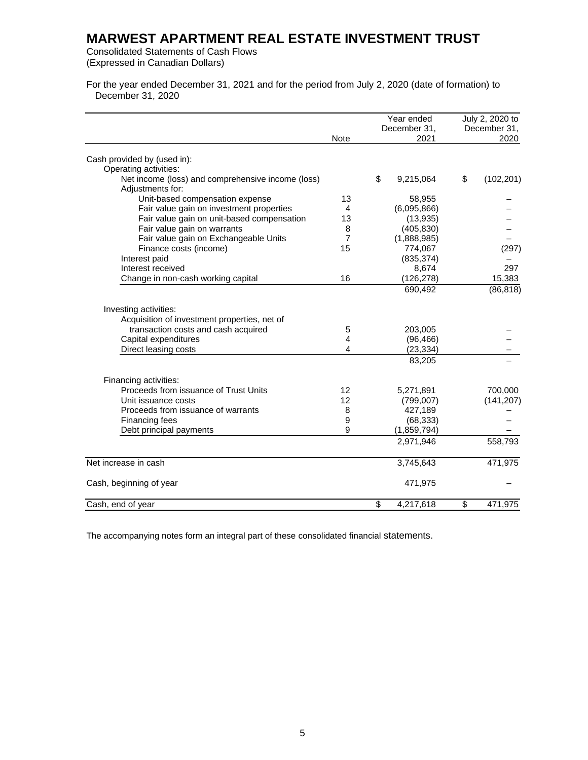# MARWEST APARTMENT REAL ESTATE INVESTMENT TRUST

Consolidated Statements of Cash Flows
(Expressed in Canadian Dollars)

For the year ended December 31, 2021 and for the period from July 2, 2020 (date of formation) to December 31, 2020

| | Note | Year ended December 31, 2021 | July 2, 2020 to December 31, 2020 |
|---|---|---|---|
| Cash provided by (used in): | | | |
| Operating activities: | | | |
| Net income (loss) and comprehensive income (loss) | | $ 9,215,064 | $ (102,201) |
| Adjustments for: | | | |
| Unit-based compensation expense | 13 | 58,955 | – |
| Fair value gain on investment properties | 4 | (6,095,866) | – |
| Fair value gain on unit-based compensation | 13 | (13,935) | – |
| Fair value gain on warrants | 8 | (405,830) | – |
| Fair value gain on Exchangeable Units | 7 | (1,888,985) | – |
| Finance costs (income) | 15 | 774,067 | (297) |
| Interest paid | | (835,374) | – |
| Interest received | | 8,674 | 297 |
| Change in non-cash working capital | 16 | (126,278) | 15,383 |
| | | 690,492 | (86,818) |
| Investing activities: | | | |
| Acquisition of investment properties, net of transaction costs and cash acquired | 5 | 203,005 | – |
| Capital expenditures | 4 | (96,466) | – |
| Direct leasing costs | 4 | (23,334) | – |
| | | 83,205 | – |
| Financing activities: | | | |
| Proceeds from issuance of Trust Units | 12 | 5,271,891 | 700,000 |
| Unit issuance costs | 12 | (799,007) | (141,207) |
| Proceeds from issuance of warrants | 8 | 427,189 | – |
| Financing fees | 9 | (68,333) | – |
| Debt principal payments | 9 | (1,859,794) | – |
| | | 2,971,946 | 558,793 |
| Net increase in cash | | 3,745,643 | 471,975 |
| Cash, beginning of year | | 471,975 | – |
| Cash, end of year | | $ 4,217,618 | $ 471,975 |

The accompanying notes form an integral part of these consolidated financial statements.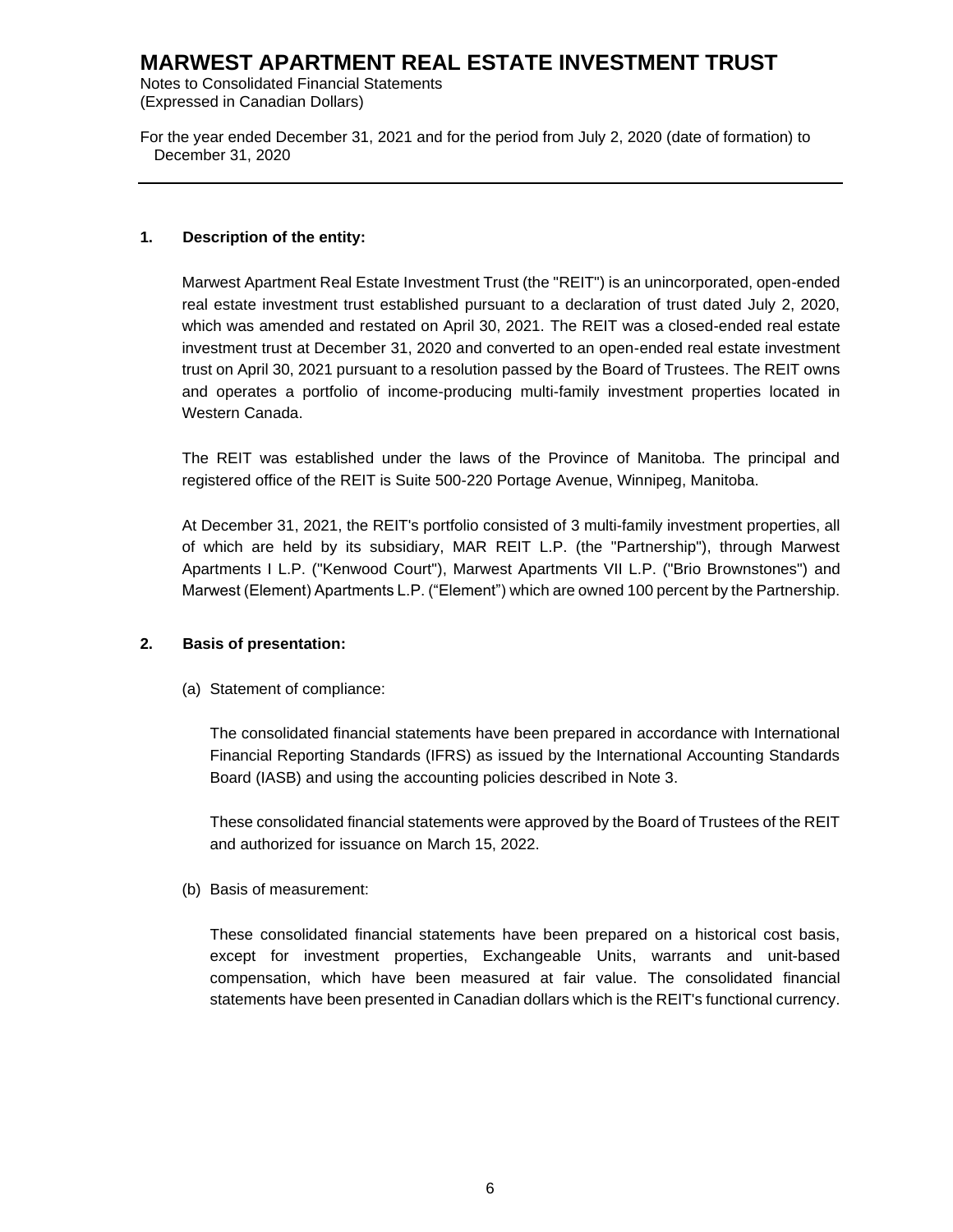## 1. Description of the entity:

Marwest Apartment Real Estate Investment Trust (the "REIT") is an unincorporated, open-ended real estate investment trust established pursuant to a declaration of trust dated July 2, 2020, which was amended and restated on April 30, 2021. The REIT was a closed-ended real estate investment trust at December 31, 2020 and converted to an open-ended real estate investment trust on April 30, 2021 pursuant to a resolution passed by the Board of Trustees. The REIT owns and operates a portfolio of income-producing multi-family investment properties located in Western Canada.

The REIT was established under the laws of the Province of Manitoba. The principal and registered office of the REIT is Suite 500-220 Portage Avenue, Winnipeg, Manitoba.

At December 31, 2021, the REIT's portfolio consisted of 3 multi-family investment properties, all of which are held by its subsidiary, MAR REIT L.P. (the "Partnership"), through Marwest Apartments I L.P. ("Kenwood Court"), Marwest Apartments VII L.P. ("Brio Brownstones") and Marwest (Element) Apartments L.P. ("Element") which are owned 100 percent by the Partnership.

## 2. Basis of presentation:

(a) Statement of compliance:

The consolidated financial statements have been prepared in accordance with International Financial Reporting Standards (IFRS) as issued by the International Accounting Standards Board (IASB) and using the accounting policies described in Note 3.

These consolidated financial statements were approved by the Board of Trustees of the REIT and authorized for issuance on March 15, 2022.

(b) Basis of measurement:

These consolidated financial statements have been prepared on a historical cost basis, except for investment properties, Exchangeable Units, warrants and unit-based compensation, which have been measured at fair value. The consolidated financial statements have been presented in Canadian dollars which is the REIT's functional currency.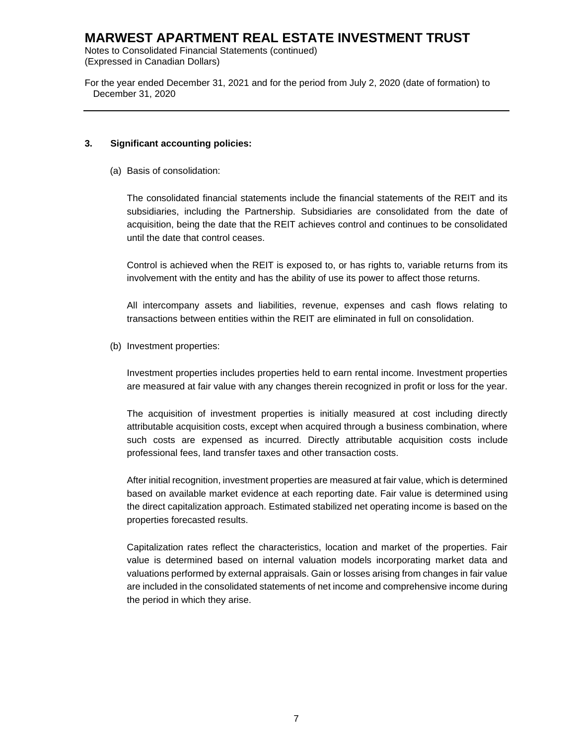### 3. Significant accounting policies:

(a) Basis of consolidation:

The consolidated financial statements include the financial statements of the REIT and its subsidiaries, including the Partnership. Subsidiaries are consolidated from the date of acquisition, being the date that the REIT achieves control and continues to be consolidated until the date that control ceases.

Control is achieved when the REIT is exposed to, or has rights to, variable returns from its involvement with the entity and has the ability of use its power to affect those returns.

All intercompany assets and liabilities, revenue, expenses and cash flows relating to transactions between entities within the REIT are eliminated in full on consolidation.

(b) Investment properties:

Investment properties includes properties held to earn rental income. Investment properties are measured at fair value with any changes therein recognized in profit or loss for the year.

The acquisition of investment properties is initially measured at cost including directly attributable acquisition costs, except when acquired through a business combination, where such costs are expensed as incurred. Directly attributable acquisition costs include professional fees, land transfer taxes and other transaction costs.

After initial recognition, investment properties are measured at fair value, which is determined based on available market evidence at each reporting date. Fair value is determined using the direct capitalization approach. Estimated stabilized net operating income is based on the properties forecasted results.

Capitalization rates reflect the characteristics, location and market of the properties. Fair value is determined based on internal valuation models incorporating market data and valuations performed by external appraisals. Gain or losses arising from changes in fair value are included in the consolidated statements of net income and comprehensive income during the period in which they arise.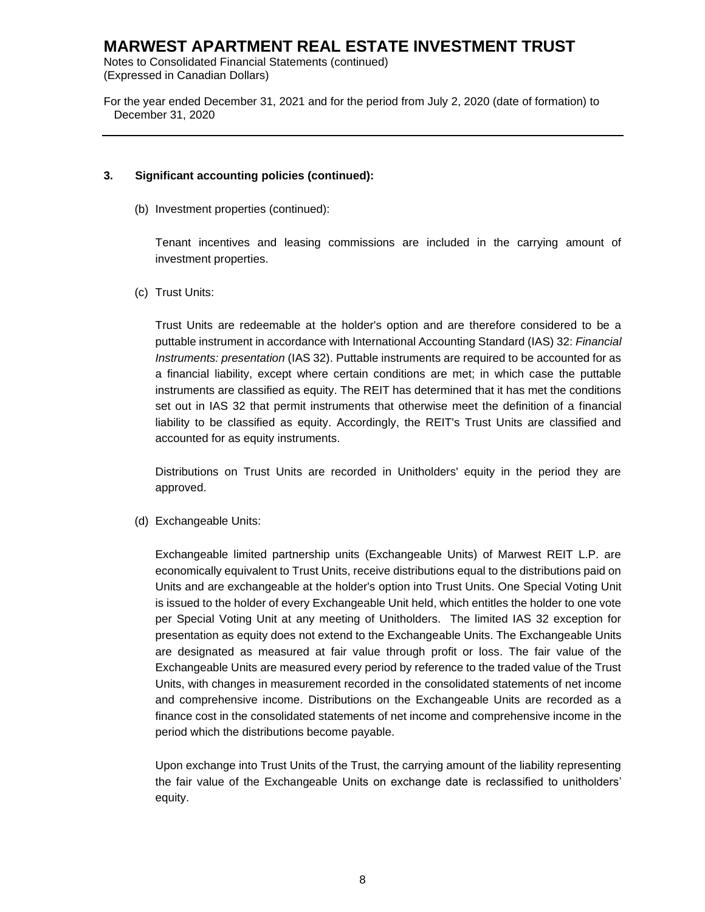### 3. Significant accounting policies (continued):

(b) Investment properties (continued):

Tenant incentives and leasing commissions are included in the carrying amount of investment properties.

(c) Trust Units:

Trust Units are redeemable at the holder's option and are therefore considered to be a puttable instrument in accordance with International Accounting Standard (IAS) 32: *Financial Instruments: presentation* (IAS 32). Puttable instruments are required to be accounted for as a financial liability, except where certain conditions are met; in which case the puttable instruments are classified as equity. The REIT has determined that it has met the conditions set out in IAS 32 that permit instruments that otherwise meet the definition of a financial liability to be classified as equity. Accordingly, the REIT's Trust Units are classified and accounted for as equity instruments.

Distributions on Trust Units are recorded in Unitholders' equity in the period they are approved.

(d) Exchangeable Units:

Exchangeable limited partnership units (Exchangeable Units) of Marwest REIT L.P. are economically equivalent to Trust Units, receive distributions equal to the distributions paid on Units and are exchangeable at the holder's option into Trust Units. One Special Voting Unit is issued to the holder of every Exchangeable Unit held, which entitles the holder to one vote per Special Voting Unit at any meeting of Unitholders. The limited IAS 32 exception for presentation as equity does not extend to the Exchangeable Units. The Exchangeable Units are designated as measured at fair value through profit or loss. The fair value of the Exchangeable Units are measured every period by reference to the traded value of the Trust Units, with changes in measurement recorded in the consolidated statements of net income and comprehensive income. Distributions on the Exchangeable Units are recorded as a finance cost in the consolidated statements of net income and comprehensive income in the period which the distributions become payable.

Upon exchange into Trust Units of the Trust, the carrying amount of the liability representing the fair value of the Exchangeable Units on exchange date is reclassified to unitholders' equity.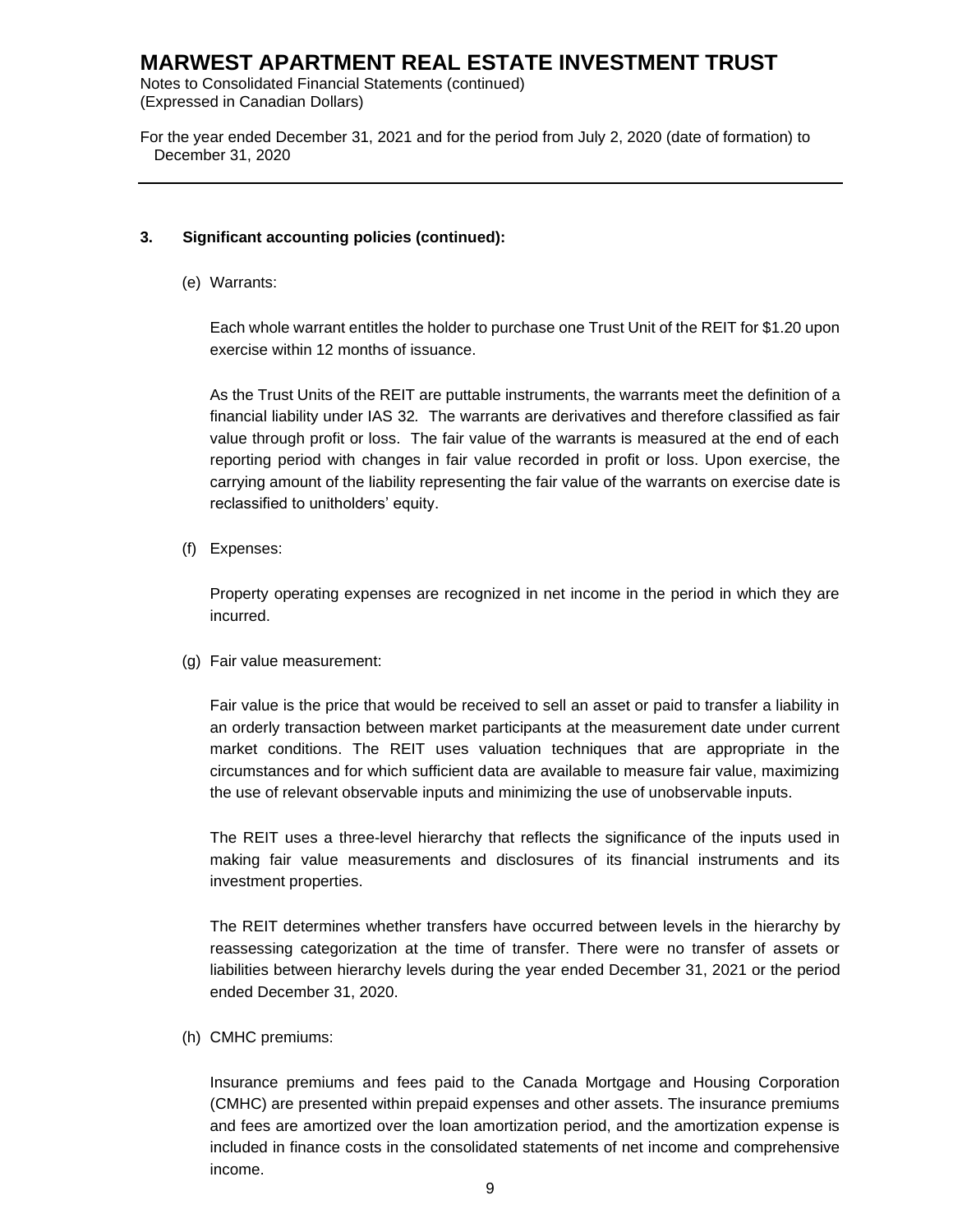## 3. Significant accounting policies (continued):

(e) Warrants:

Each whole warrant entitles the holder to purchase one Trust Unit of the REIT for $1.20 upon exercise within 12 months of issuance.

As the Trust Units of the REIT are puttable instruments, the warrants meet the definition of a financial liability under IAS 32. The warrants are derivatives and therefore classified as fair value through profit or loss. The fair value of the warrants is measured at the end of each reporting period with changes in fair value recorded in profit or loss. Upon exercise, the carrying amount of the liability representing the fair value of the warrants on exercise date is reclassified to unitholders' equity.

(f) Expenses:

Property operating expenses are recognized in net income in the period in which they are incurred.

(g) Fair value measurement:

Fair value is the price that would be received to sell an asset or paid to transfer a liability in an orderly transaction between market participants at the measurement date under current market conditions. The REIT uses valuation techniques that are appropriate in the circumstances and for which sufficient data are available to measure fair value, maximizing the use of relevant observable inputs and minimizing the use of unobservable inputs.

The REIT uses a three-level hierarchy that reflects the significance of the inputs used in making fair value measurements and disclosures of its financial instruments and its investment properties.

The REIT determines whether transfers have occurred between levels in the hierarchy by reassessing categorization at the time of transfer. There were no transfer of assets or liabilities between hierarchy levels during the year ended December 31, 2021 or the period ended December 31, 2020.

(h) CMHC premiums:

Insurance premiums and fees paid to the Canada Mortgage and Housing Corporation (CMHC) are presented within prepaid expenses and other assets. The insurance premiums and fees are amortized over the loan amortization period, and the amortization expense is included in finance costs in the consolidated statements of net income and comprehensive income.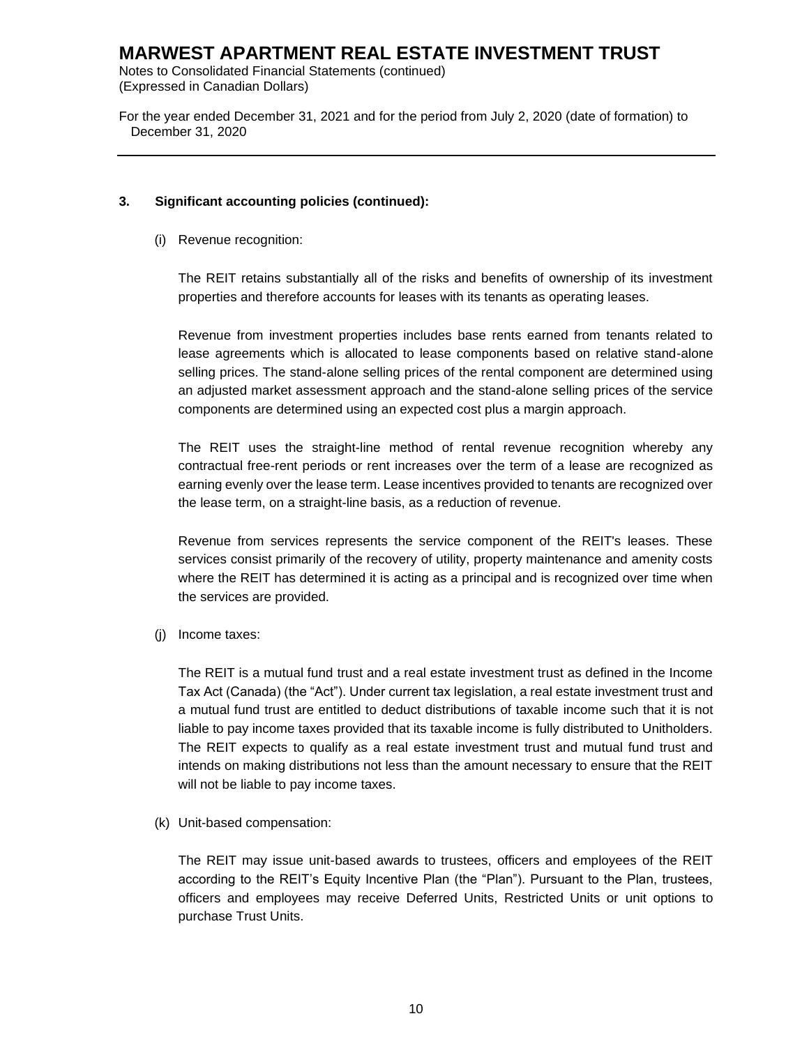### 3. Significant accounting policies (continued):

(i) Revenue recognition:

The REIT retains substantially all of the risks and benefits of ownership of its investment properties and therefore accounts for leases with its tenants as operating leases.

Revenue from investment properties includes base rents earned from tenants related to lease agreements which is allocated to lease components based on relative stand-alone selling prices. The stand-alone selling prices of the rental component are determined using an adjusted market assessment approach and the stand-alone selling prices of the service components are determined using an expected cost plus a margin approach.

The REIT uses the straight-line method of rental revenue recognition whereby any contractual free-rent periods or rent increases over the term of a lease are recognized as earning evenly over the lease term. Lease incentives provided to tenants are recognized over the lease term, on a straight-line basis, as a reduction of revenue.

Revenue from services represents the service component of the REIT's leases. These services consist primarily of the recovery of utility, property maintenance and amenity costs where the REIT has determined it is acting as a principal and is recognized over time when the services are provided.

(j) Income taxes:

The REIT is a mutual fund trust and a real estate investment trust as defined in the Income Tax Act (Canada) (the "Act"). Under current tax legislation, a real estate investment trust and a mutual fund trust are entitled to deduct distributions of taxable income such that it is not liable to pay income taxes provided that its taxable income is fully distributed to Unitholders. The REIT expects to qualify as a real estate investment trust and mutual fund trust and intends on making distributions not less than the amount necessary to ensure that the REIT will not be liable to pay income taxes.

(k) Unit-based compensation:

The REIT may issue unit-based awards to trustees, officers and employees of the REIT according to the REIT's Equity Incentive Plan (the "Plan"). Pursuant to the Plan, trustees, officers and employees may receive Deferred Units, Restricted Units or unit options to purchase Trust Units.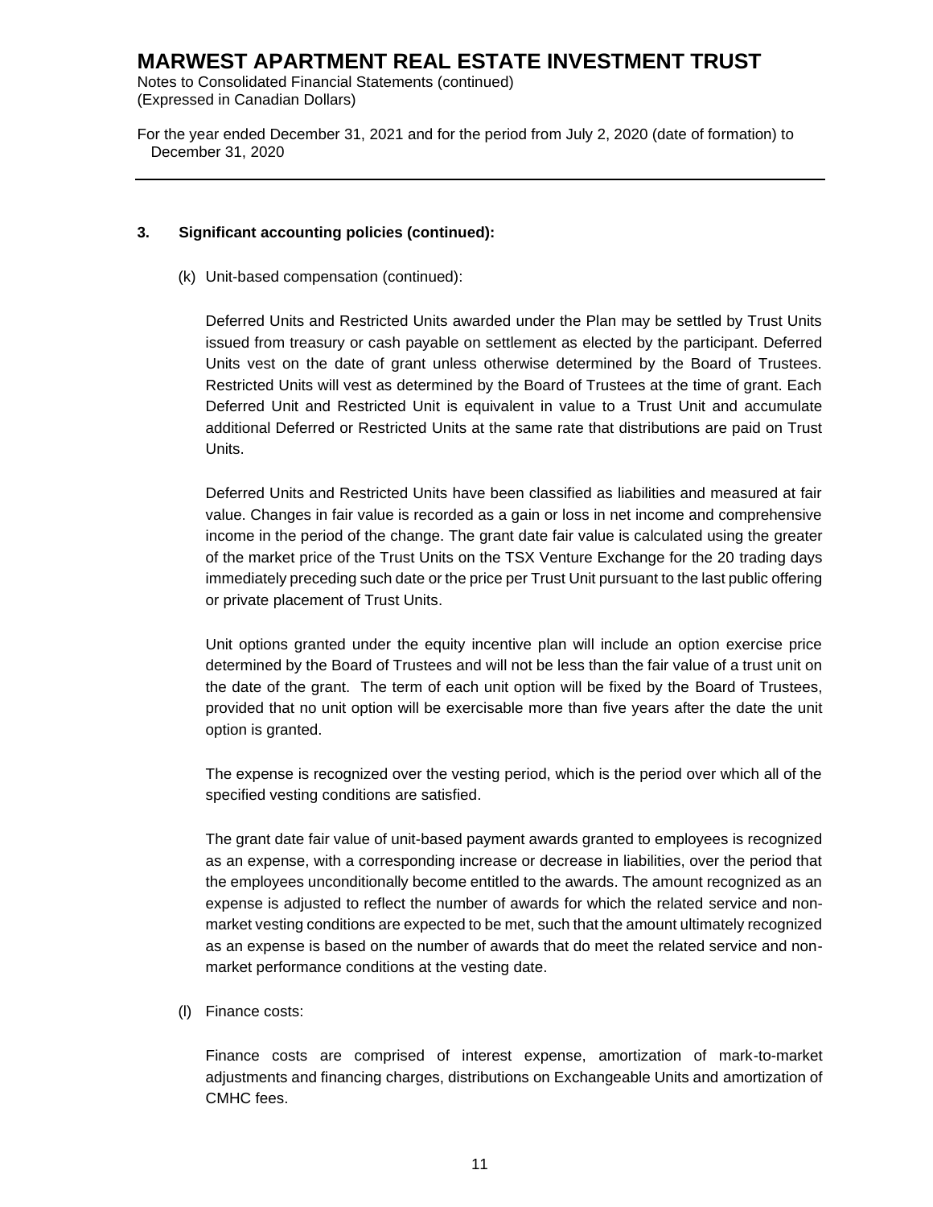### 3. Significant accounting policies (continued):

(k) Unit-based compensation (continued):

Deferred Units and Restricted Units awarded under the Plan may be settled by Trust Units issued from treasury or cash payable on settlement as elected by the participant. Deferred Units vest on the date of grant unless otherwise determined by the Board of Trustees. Restricted Units will vest as determined by the Board of Trustees at the time of grant. Each Deferred Unit and Restricted Unit is equivalent in value to a Trust Unit and accumulate additional Deferred or Restricted Units at the same rate that distributions are paid on Trust Units.

Deferred Units and Restricted Units have been classified as liabilities and measured at fair value. Changes in fair value is recorded as a gain or loss in net income and comprehensive income in the period of the change. The grant date fair value is calculated using the greater of the market price of the Trust Units on the TSX Venture Exchange for the 20 trading days immediately preceding such date or the price per Trust Unit pursuant to the last public offering or private placement of Trust Units.

Unit options granted under the equity incentive plan will include an option exercise price determined by the Board of Trustees and will not be less than the fair value of a trust unit on the date of the grant. The term of each unit option will be fixed by the Board of Trustees, provided that no unit option will be exercisable more than five years after the date the unit option is granted.

The expense is recognized over the vesting period, which is the period over which all of the specified vesting conditions are satisfied.

The grant date fair value of unit-based payment awards granted to employees is recognized as an expense, with a corresponding increase or decrease in liabilities, over the period that the employees unconditionally become entitled to the awards. The amount recognized as an expense is adjusted to reflect the number of awards for which the related service and non-market vesting conditions are expected to be met, such that the amount ultimately recognized as an expense is based on the number of awards that do meet the related service and non-market performance conditions at the vesting date.

(l) Finance costs:

Finance costs are comprised of interest expense, amortization of mark-to-market adjustments and financing charges, distributions on Exchangeable Units and amortization of CMHC fees.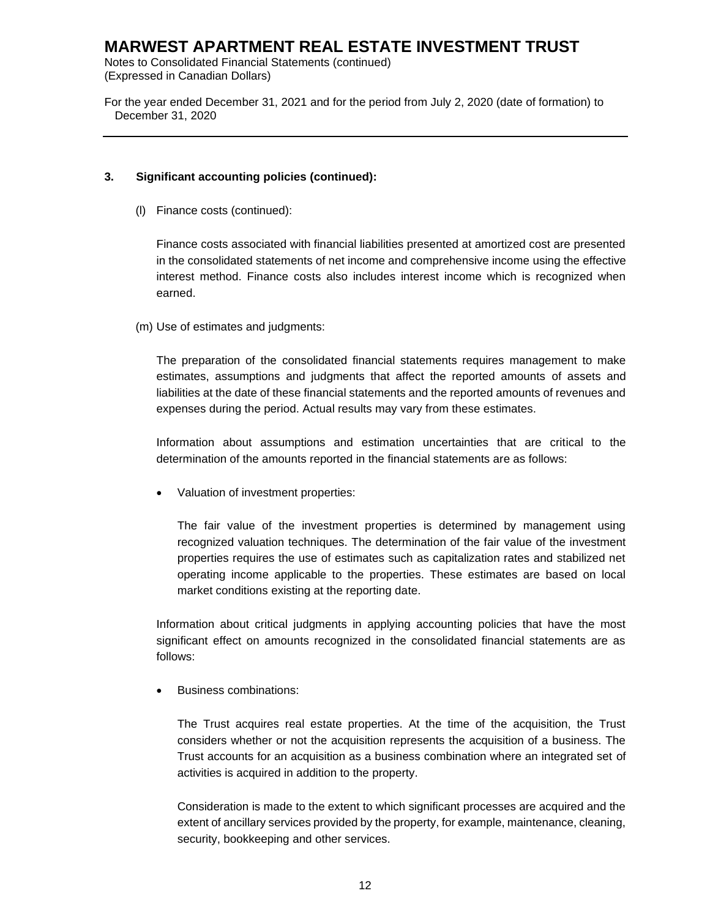### 3. Significant accounting policies (continued):

(l) Finance costs (continued):

Finance costs associated with financial liabilities presented at amortized cost are presented in the consolidated statements of net income and comprehensive income using the effective interest method. Finance costs also includes interest income which is recognized when earned.

(m) Use of estimates and judgments:

The preparation of the consolidated financial statements requires management to make estimates, assumptions and judgments that affect the reported amounts of assets and liabilities at the date of these financial statements and the reported amounts of revenues and expenses during the period. Actual results may vary from these estimates.

Information about assumptions and estimation uncertainties that are critical to the determination of the amounts reported in the financial statements are as follows:

- Valuation of investment properties:

  The fair value of the investment properties is determined by management using recognized valuation techniques. The determination of the fair value of the investment properties requires the use of estimates such as capitalization rates and stabilized net operating income applicable to the properties. These estimates are based on local market conditions existing at the reporting date.

Information about critical judgments in applying accounting policies that have the most significant effect on amounts recognized in the consolidated financial statements are as follows:

- Business combinations:

  The Trust acquires real estate properties. At the time of the acquisition, the Trust considers whether or not the acquisition represents the acquisition of a business. The Trust accounts for an acquisition as a business combination where an integrated set of activities is acquired in addition to the property.

  Consideration is made to the extent to which significant processes are acquired and the extent of ancillary services provided by the property, for example, maintenance, cleaning, security, bookkeeping and other services.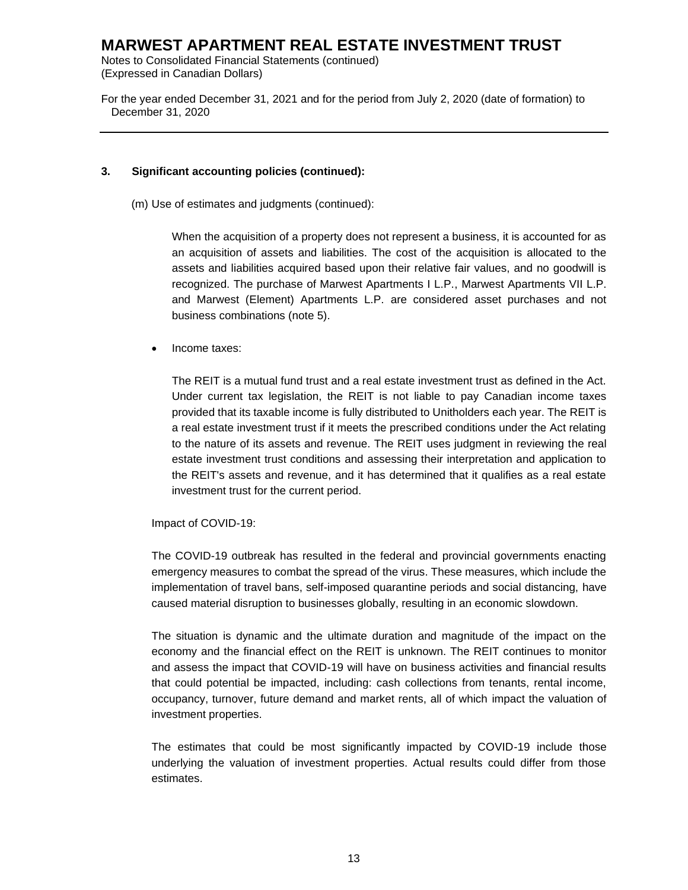### 3. Significant accounting policies (continued):

(m) Use of estimates and judgments (continued):

When the acquisition of a property does not represent a business, it is accounted for as an acquisition of assets and liabilities. The cost of the acquisition is allocated to the assets and liabilities acquired based upon their relative fair values, and no goodwill is recognized. The purchase of Marwest Apartments I L.P., Marwest Apartments VII L.P. and Marwest (Element) Apartments L.P. are considered asset purchases and not business combinations (note 5).

- Income taxes:

  The REIT is a mutual fund trust and a real estate investment trust as defined in the Act. Under current tax legislation, the REIT is not liable to pay Canadian income taxes provided that its taxable income is fully distributed to Unitholders each year. The REIT is a real estate investment trust if it meets the prescribed conditions under the Act relating to the nature of its assets and revenue. The REIT uses judgment in reviewing the real estate investment trust conditions and assessing their interpretation and application to the REIT's assets and revenue, and it has determined that it qualifies as a real estate investment trust for the current period.

Impact of COVID-19:

The COVID-19 outbreak has resulted in the federal and provincial governments enacting emergency measures to combat the spread of the virus. These measures, which include the implementation of travel bans, self-imposed quarantine periods and social distancing, have caused material disruption to businesses globally, resulting in an economic slowdown.

The situation is dynamic and the ultimate duration and magnitude of the impact on the economy and the financial effect on the REIT is unknown. The REIT continues to monitor and assess the impact that COVID-19 will have on business activities and financial results that could potential be impacted, including: cash collections from tenants, rental income, occupancy, turnover, future demand and market rents, all of which impact the valuation of investment properties.

The estimates that could be most significantly impacted by COVID-19 include those underlying the valuation of investment properties. Actual results could differ from those estimates.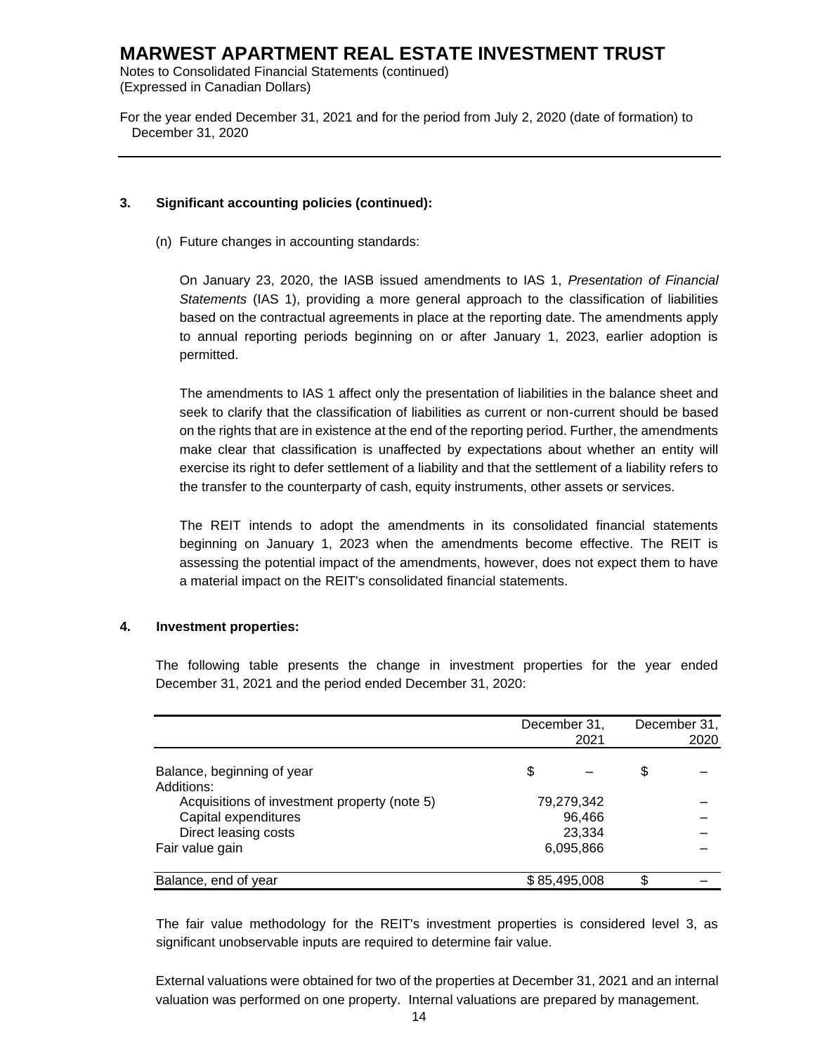### 3. Significant accounting policies (continued):

(n) Future changes in accounting standards:

On January 23, 2020, the IASB issued amendments to IAS 1, *Presentation of Financial Statements* (IAS 1), providing a more general approach to the classification of liabilities based on the contractual agreements in place at the reporting date. The amendments apply to annual reporting periods beginning on or after January 1, 2023, earlier adoption is permitted.

The amendments to IAS 1 affect only the presentation of liabilities in the balance sheet and seek to clarify that the classification of liabilities as current or non-current should be based on the rights that are in existence at the end of the reporting period. Further, the amendments make clear that classification is unaffected by expectations about whether an entity will exercise its right to defer settlement of a liability and that the settlement of a liability refers to the transfer to the counterparty of cash, equity instruments, other assets or services.

The REIT intends to adopt the amendments in its consolidated financial statements beginning on January 1, 2023 when the amendments become effective. The REIT is assessing the potential impact of the amendments, however, does not expect them to have a material impact on the REIT's consolidated financial statements.

### 4. Investment properties:

The following table presents the change in investment properties for the year ended December 31, 2021 and the period ended December 31, 2020:

| | December 31, 2021 | December 31, 2020 |
|---|---|---|
| Balance, beginning of year | $ – | $ – |
| Additions: | | |
| Acquisitions of investment property (note 5) | 79,279,342 | – |
| Capital expenditures | 96,466 | – |
| Direct leasing costs | 23,334 | – |
| Fair value gain | 6,095,866 | – |
| Balance, end of year | $ 85,495,008 | $ – |

The fair value methodology for the REIT's investment properties is considered level 3, as significant unobservable inputs are required to determine fair value.

External valuations were obtained for two of the properties at December 31, 2021 and an internal valuation was performed on one property. Internal valuations are prepared by management.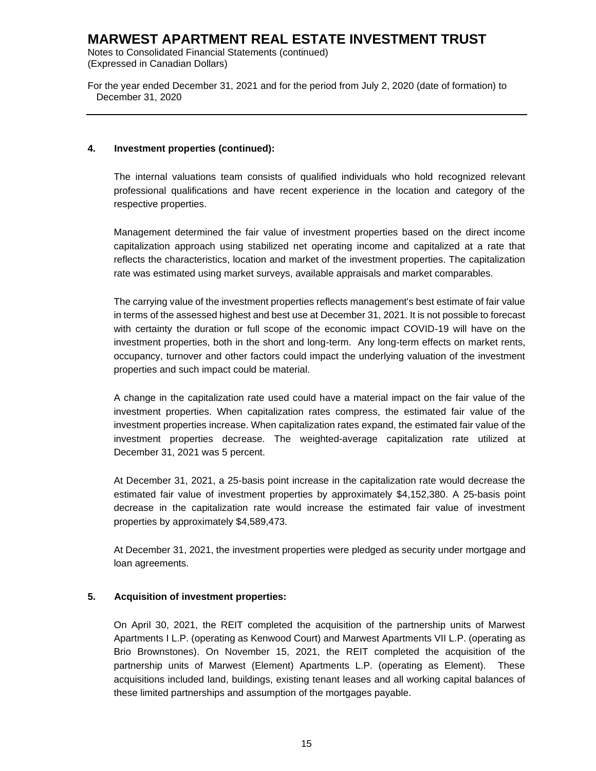### 4. Investment properties (continued):

The internal valuations team consists of qualified individuals who hold recognized relevant professional qualifications and have recent experience in the location and category of the respective properties.

Management determined the fair value of investment properties based on the direct income capitalization approach using stabilized net operating income and capitalized at a rate that reflects the characteristics, location and market of the investment properties. The capitalization rate was estimated using market surveys, available appraisals and market comparables.

The carrying value of the investment properties reflects management's best estimate of fair value in terms of the assessed highest and best use at December 31, 2021. It is not possible to forecast with certainty the duration or full scope of the economic impact COVID-19 will have on the investment properties, both in the short and long-term. Any long-term effects on market rents, occupancy, turnover and other factors could impact the underlying valuation of the investment properties and such impact could be material.

A change in the capitalization rate used could have a material impact on the fair value of the investment properties. When capitalization rates compress, the estimated fair value of the investment properties increase. When capitalization rates expand, the estimated fair value of the investment properties decrease. The weighted-average capitalization rate utilized at December 31, 2021 was 5 percent.

At December 31, 2021, a 25-basis point increase in the capitalization rate would decrease the estimated fair value of investment properties by approximately $4,152,380. A 25-basis point decrease in the capitalization rate would increase the estimated fair value of investment properties by approximately $4,589,473.

At December 31, 2021, the investment properties were pledged as security under mortgage and loan agreements.

### 5. Acquisition of investment properties:

On April 30, 2021, the REIT completed the acquisition of the partnership units of Marwest Apartments I L.P. (operating as Kenwood Court) and Marwest Apartments VII L.P. (operating as Brio Brownstones). On November 15, 2021, the REIT completed the acquisition of the partnership units of Marwest (Element) Apartments L.P. (operating as Element). These acquisitions included land, buildings, existing tenant leases and all working capital balances of these limited partnerships and assumption of the mortgages payable.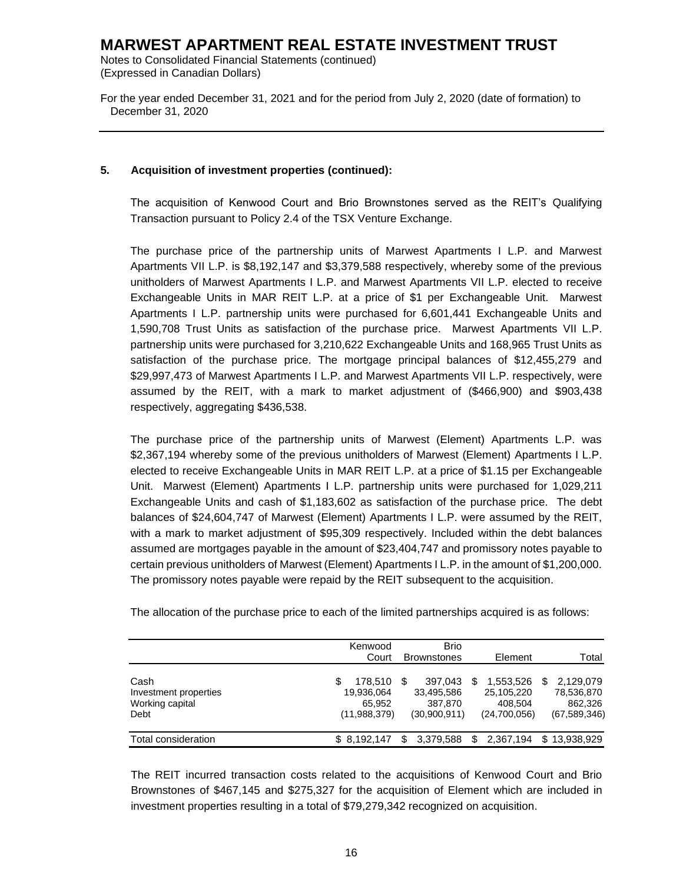## 5. Acquisition of investment properties (continued):

The acquisition of Kenwood Court and Brio Brownstones served as the REIT's Qualifying Transaction pursuant to Policy 2.4 of the TSX Venture Exchange.

The purchase price of the partnership units of Marwest Apartments I L.P. and Marwest Apartments VII L.P. is $8,192,147 and $3,379,588 respectively, whereby some of the previous unitholders of Marwest Apartments I L.P. and Marwest Apartments VII L.P. elected to receive Exchangeable Units in MAR REIT L.P. at a price of $1 per Exchangeable Unit. Marwest Apartments I L.P. partnership units were purchased for 6,601,441 Exchangeable Units and 1,590,708 Trust Units as satisfaction of the purchase price. Marwest Apartments VII L.P. partnership units were purchased for 3,210,622 Exchangeable Units and 168,965 Trust Units as satisfaction of the purchase price. The mortgage principal balances of $12,455,279 and $29,997,473 of Marwest Apartments I L.P. and Marwest Apartments VII L.P. respectively, were assumed by the REIT, with a mark to market adjustment of ($466,900) and $903,438 respectively, aggregating $436,538.

The purchase price of the partnership units of Marwest (Element) Apartments L.P. was $2,367,194 whereby some of the previous unitholders of Marwest (Element) Apartments I L.P. elected to receive Exchangeable Units in MAR REIT L.P. at a price of $1.15 per Exchangeable Unit. Marwest (Element) Apartments I L.P. partnership units were purchased for 1,029,211 Exchangeable Units and cash of $1,183,602 as satisfaction of the purchase price. The debt balances of $24,604,747 of Marwest (Element) Apartments I L.P. were assumed by the REIT, with a mark to market adjustment of $95,309 respectively. Included within the debt balances assumed are mortgages payable in the amount of $23,404,747 and promissory notes payable to certain previous unitholders of Marwest (Element) Apartments I L.P. in the amount of $1,200,000. The promissory notes payable were repaid by the REIT subsequent to the acquisition.

The allocation of the purchase price to each of the limited partnerships acquired is as follows:

| | Kenwood Court | Brio Brownstones | Element | Total |
|---|---|---|---|---|
| Cash | $ 178,510 | $ 397,043 | $ 1,553,526 | $ 2,129,079 |
| Investment properties | 19,936,064 | 33,495,586 | 25,105,220 | 78,536,870 |
| Working capital | 65,952 | 387,870 | 408,504 | 862,326 |
| Debt | (11,988,379) | (30,900,911) | (24,700,056) | (67,589,346) |
| Total consideration | $ 8,192,147 | $ 3,379,588 | $ 2,367,194 | $ 13,938,929 |

The REIT incurred transaction costs related to the acquisitions of Kenwood Court and Brio Brownstones of $467,145 and $275,327 for the acquisition of Element which are included in investment properties resulting in a total of $79,279,342 recognized on acquisition.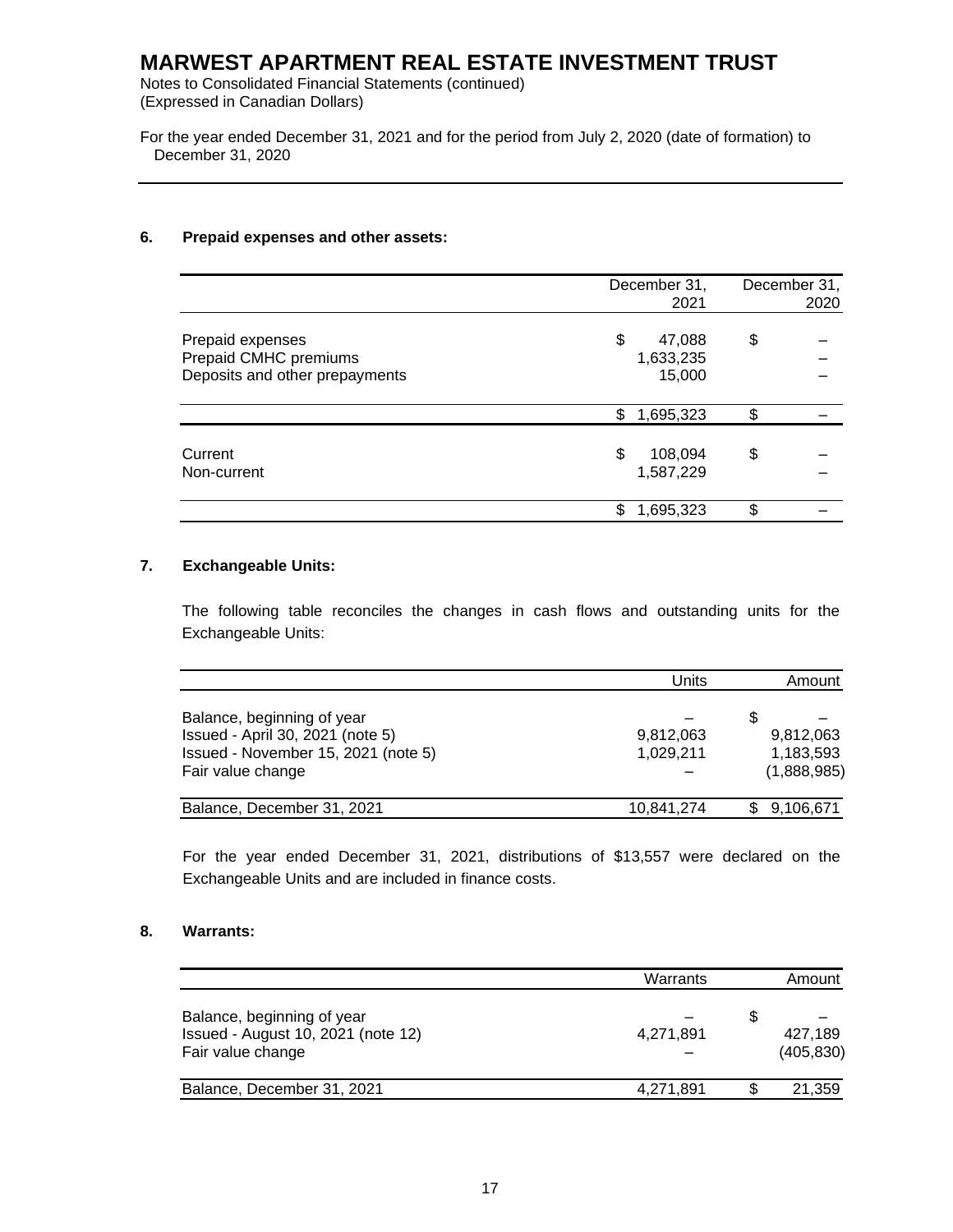# MARWEST APARTMENT REAL ESTATE INVESTMENT TRUST

Notes to Consolidated Financial Statements (continued)
(Expressed in Canadian Dollars)

For the year ended December 31, 2021 and for the period from July 2, 2020 (date of formation) to December 31, 2020

---

## 6. Prepaid expenses and other assets:

| | December 31, 2021 | December 31, 2020 |
|---|---|---|
| Prepaid expenses | $ 47,088 | $ – |
| Prepaid CMHC premiums | 1,633,235 | – |
| Deposits and other prepayments | 15,000 | – |
| | $ 1,695,323 | $ – |
| Current | $ 108,094 | $ – |
| Non-current | 1,587,229 | – |
| | $ 1,695,323 | $ – |

## 7. Exchangeable Units:

The following table reconciles the changes in cash flows and outstanding units for the Exchangeable Units:

| | Units | Amount |
|---|---|---|
| Balance, beginning of year | – | $ – |
| Issued - April 30, 2021 (note 5) | 9,812,063 | 9,812,063 |
| Issued - November 15, 2021 (note 5) | 1,029,211 | 1,183,593 |
| Fair value change | – | (1,888,985) |
| Balance, December 31, 2021 | 10,841,274 | $ 9,106,671 |

For the year ended December 31, 2021, distributions of $13,557 were declared on the Exchangeable Units and are included in finance costs.

## 8. Warrants:

| | Warrants | Amount |
|---|---|---|
| Balance, beginning of year | – | $ – |
| Issued - August 10, 2021 (note 12) | 4,271,891 | 427,189 |
| Fair value change | – | (405,830) |
| Balance, December 31, 2021 | 4,271,891 | $ 21,359 |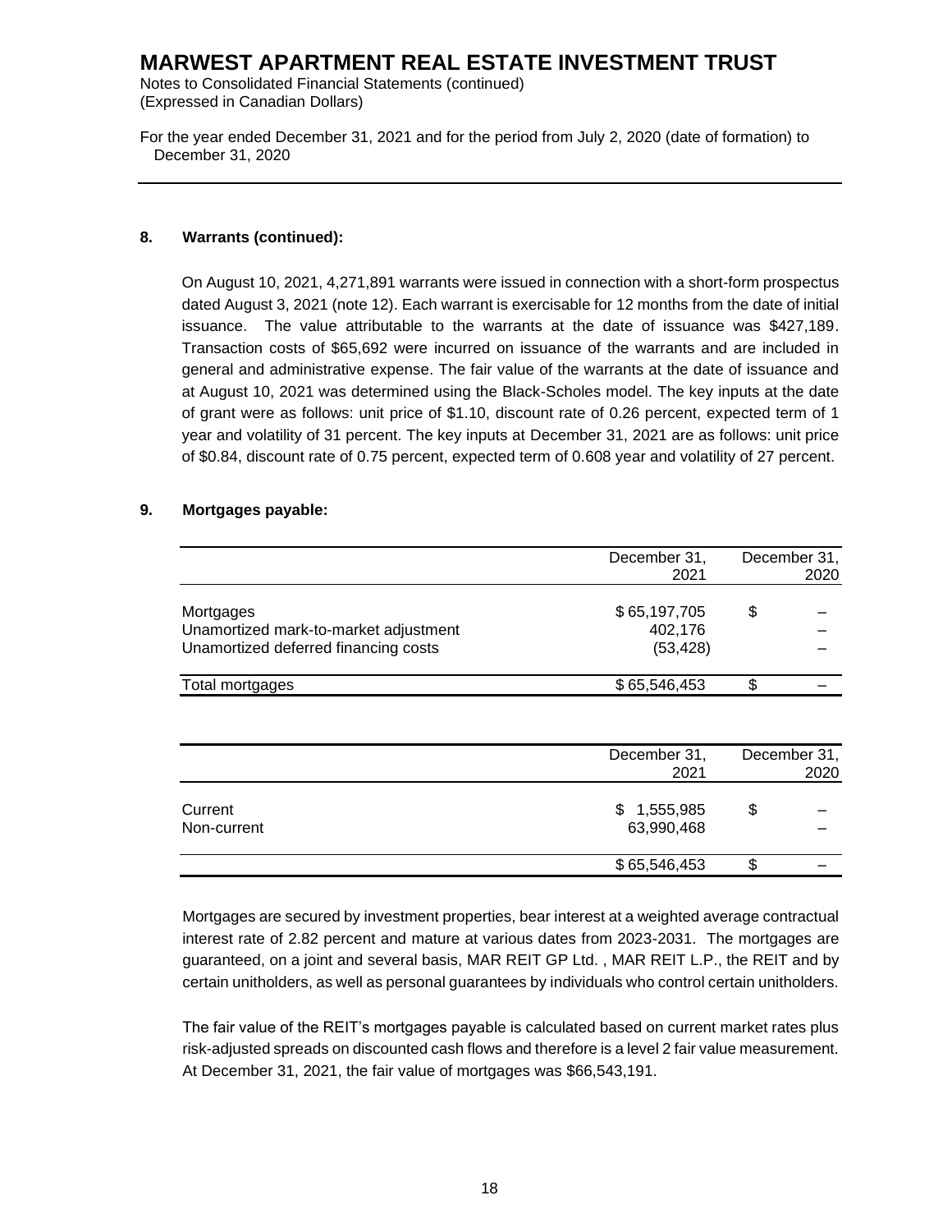# MARWEST APARTMENT REAL ESTATE INVESTMENT TRUST

Notes to Consolidated Financial Statements (continued)
(Expressed in Canadian Dollars)

For the year ended December 31, 2021 and for the period from July 2, 2020 (date of formation) to December 31, 2020

---

## 8. Warrants (continued):

On August 10, 2021, 4,271,891 warrants were issued in connection with a short-form prospectus dated August 3, 2021 (note 12). Each warrant is exercisable for 12 months from the date of initial issuance. The value attributable to the warrants at the date of issuance was $427,189. Transaction costs of $65,692 were incurred on issuance of the warrants and are included in general and administrative expense. The fair value of the warrants at the date of issuance and at August 10, 2021 was determined using the Black-Scholes model. The key inputs at the date of grant were as follows: unit price of $1.10, discount rate of 0.26 percent, expected term of 1 year and volatility of 31 percent. The key inputs at December 31, 2021 are as follows: unit price of $0.84, discount rate of 0.75 percent, expected term of 0.608 year and volatility of 27 percent.

## 9. Mortgages payable:

| | December 31, 2021 | December 31, 2020 |
|---|---|---|
| Mortgages | $ 65,197,705 | $ – |
| Unamortized mark-to-market adjustment | 402,176 | – |
| Unamortized deferred financing costs | (53,428) | – |
| Total mortgages | $ 65,546,453 | $ – |

| | December 31, 2021 | December 31, 2020 |
|---|---|---|
| Current | $ 1,555,985 | $ – |
| Non-current | 63,990,468 | – |
| | $ 65,546,453 | $ – |

Mortgages are secured by investment properties, bear interest at a weighted average contractual interest rate of 2.82 percent and mature at various dates from 2023-2031. The mortgages are guaranteed, on a joint and several basis, MAR REIT GP Ltd. , MAR REIT L.P., the REIT and by certain unitholders, as well as personal guarantees by individuals who control certain unitholders.

The fair value of the REIT's mortgages payable is calculated based on current market rates plus risk-adjusted spreads on discounted cash flows and therefore is a level 2 fair value measurement. At December 31, 2021, the fair value of mortgages was $66,543,191.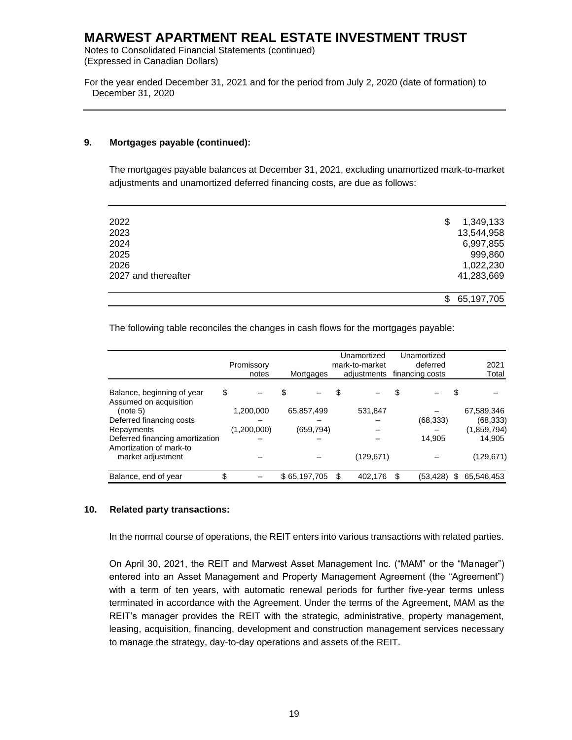## 9. Mortgages payable (continued):

The mortgages payable balances at December 31, 2021, excluding unamortized mark-to-market adjustments and unamortized deferred financing costs, are due as follows:

| | |
|---|---|
| 2022 | $ 1,349,133 |
| 2023 | 13,544,958 |
| 2024 | 6,997,855 |
| 2025 | 999,860 |
| 2026 | 1,022,230 |
| 2027 and thereafter | 41,283,669 |
| | $ 65,197,705 |

The following table reconciles the changes in cash flows for the mortgages payable:

| | Promissory notes | Mortgages | Unamortized mark-to-market adjustments | Unamortized deferred financing costs | 2021 Total |
|---|---|---|---|---|---|
| Balance, beginning of year | $ – | $ – | $ – | $ – | $ – |
| Assumed on acquisition (note 5) | 1,200,000 | 65,857,499 | 531,847 | – | 67,589,346 |
| Deferred financing costs | – | – | – | (68,333) | (68,333) |
| Repayments | (1,200,000) | (659,794) | – | – | (1,859,794) |
| Deferred financing amortization | – | – | – | 14,905 | 14,905 |
| Amortization of mark-to market adjustment | – | – | (129,671) | – | (129,671) |
| Balance, end of year | $ – | $ 65,197,705 | $ 402,176 | $ (53,428) | $ 65,546,453 |

## 10. Related party transactions:

In the normal course of operations, the REIT enters into various transactions with related parties.

On April 30, 2021, the REIT and Marwest Asset Management Inc. ("MAM" or the "Manager") entered into an Asset Management and Property Management Agreement (the "Agreement") with a term of ten years, with automatic renewal periods for further five-year terms unless terminated in accordance with the Agreement. Under the terms of the Agreement, MAM as the REIT's manager provides the REIT with the strategic, administrative, property management, leasing, acquisition, financing, development and construction management services necessary to manage the strategy, day-to-day operations and assets of the REIT.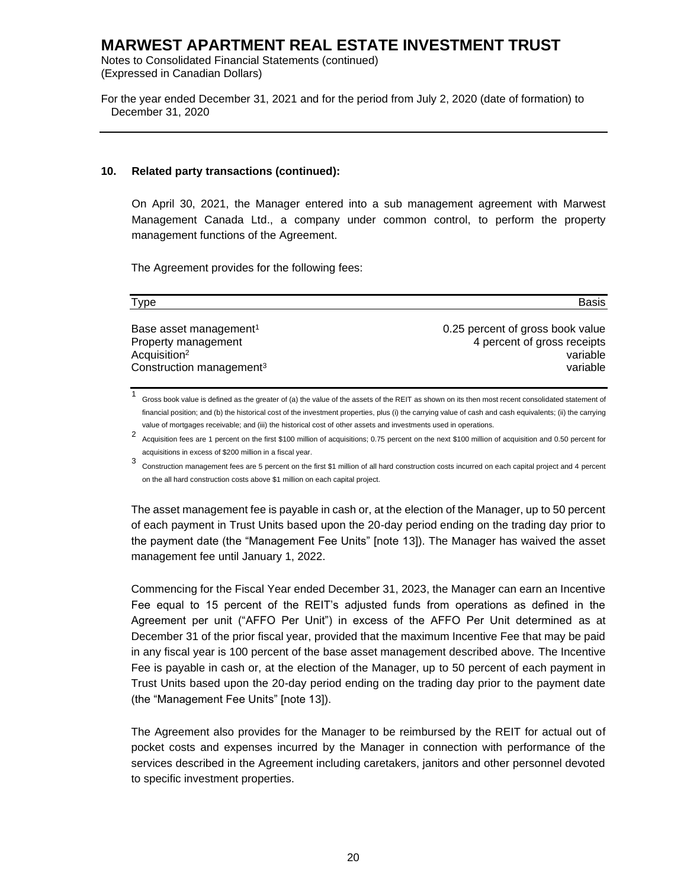### 10. Related party transactions (continued):

On April 30, 2021, the Manager entered into a sub management agreement with Marwest Management Canada Ltd., a company under common control, to perform the property management functions of the Agreement.

The Agreement provides for the following fees:

| Type | Basis |
|---|---|
| Base asset management[1] | 0.25 percent of gross book value |
| Property management | 4 percent of gross receipts |
| Acquisition[2] | variable |
| Construction management[3] | variable |

[1] Gross book value is defined as the greater of (a) the value of the assets of the REIT as shown on its then most recent consolidated statement of financial position; and (b) the historical cost of the investment properties, plus (i) the carrying value of cash and cash equivalents; (ii) the carrying value of mortgages receivable; and (iii) the historical cost of other assets and investments used in operations.

[2] Acquisition fees are 1 percent on the first $100 million of acquisitions; 0.75 percent on the next $100 million of acquisition and 0.50 percent for acquisitions in excess of $200 million in a fiscal year.

[3] Construction management fees are 5 percent on the first $1 million of all hard construction costs incurred on each capital project and 4 percent on the all hard construction costs above $1 million on each capital project.

The asset management fee is payable in cash or, at the election of the Manager, up to 50 percent of each payment in Trust Units based upon the 20-day period ending on the trading day prior to the payment date (the "Management Fee Units" [note 13]). The Manager has waived the asset management fee until January 1, 2022.

Commencing for the Fiscal Year ended December 31, 2023, the Manager can earn an Incentive Fee equal to 15 percent of the REIT's adjusted funds from operations as defined in the Agreement per unit ("AFFO Per Unit") in excess of the AFFO Per Unit determined as at December 31 of the prior fiscal year, provided that the maximum Incentive Fee that may be paid in any fiscal year is 100 percent of the base asset management described above. The Incentive Fee is payable in cash or, at the election of the Manager, up to 50 percent of each payment in Trust Units based upon the 20-day period ending on the trading day prior to the payment date (the "Management Fee Units" [note 13]).

The Agreement also provides for the Manager to be reimbursed by the REIT for actual out of pocket costs and expenses incurred by the Manager in connection with performance of the services described in the Agreement including caretakers, janitors and other personnel devoted to specific investment properties.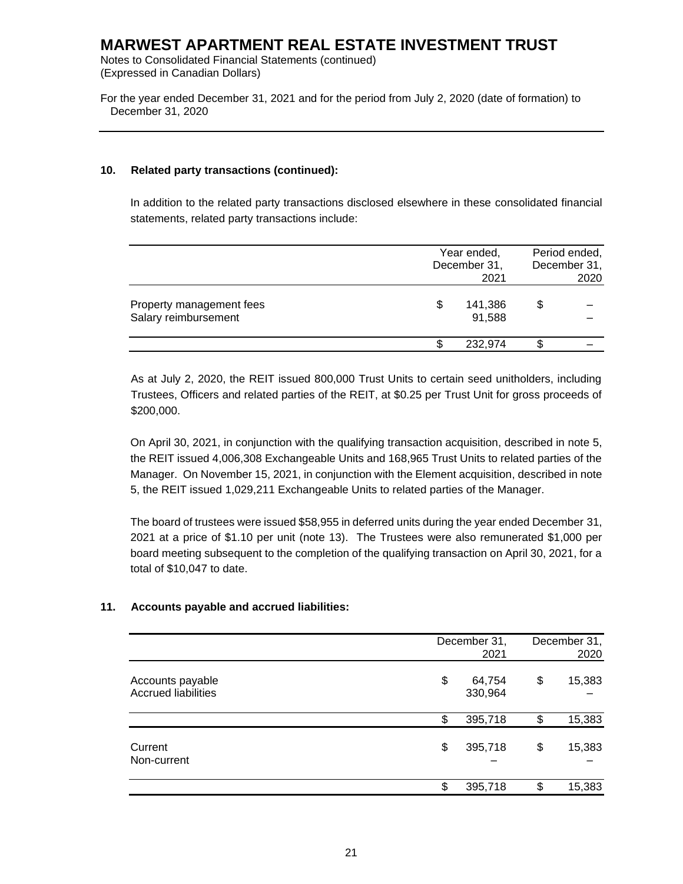## 10. Related party transactions (continued):

In addition to the related party transactions disclosed elsewhere in these consolidated financial statements, related party transactions include:

| | Year ended, December 31, 2021 | Period ended, December 31, 2020 |
|---|---|---|
| Property management fees | $ 141,386 | $ – |
| Salary reimbursement | 91,588 | – |
| | $ 232,974 | $ – |

As at July 2, 2020, the REIT issued 800,000 Trust Units to certain seed unitholders, including Trustees, Officers and related parties of the REIT, at $0.25 per Trust Unit for gross proceeds of $200,000.

On April 30, 2021, in conjunction with the qualifying transaction acquisition, described in note 5, the REIT issued 4,006,308 Exchangeable Units and 168,965 Trust Units to related parties of the Manager. On November 15, 2021, in conjunction with the Element acquisition, described in note 5, the REIT issued 1,029,211 Exchangeable Units to related parties of the Manager.

The board of trustees were issued $58,955 in deferred units during the year ended December 31, 2021 at a price of $1.10 per unit (note 13). The Trustees were also remunerated $1,000 per board meeting subsequent to the completion of the qualifying transaction on April 30, 2021, for a total of $10,047 to date.

## 11. Accounts payable and accrued liabilities:

| | December 31, 2021 | December 31, 2020 |
|---|---|---|
| Accounts payable | $ 64,754 | $ 15,383 |
| Accrued liabilities | 330,964 | – |
| | $ 395,718 | $ 15,383 |
| Current | $ 395,718 | $ 15,383 |
| Non-current | – | – |
| | $ 395,718 | $ 15,383 |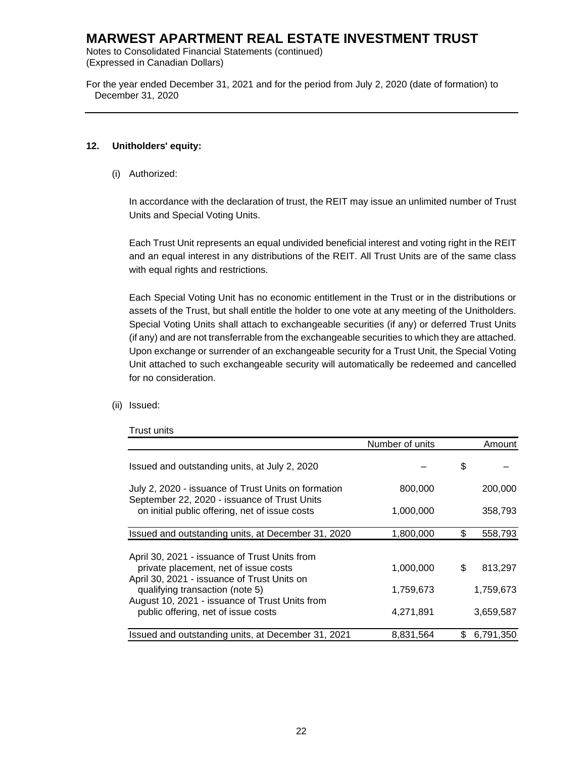# MARWEST APARTMENT REAL ESTATE INVESTMENT TRUST

Notes to Consolidated Financial Statements (continued)
(Expressed in Canadian Dollars)

For the year ended December 31, 2021 and for the period from July 2, 2020 (date of formation) to December 31, 2020

---

**12. Unitholders' equity:**

(i) Authorized:

In accordance with the declaration of trust, the REIT may issue an unlimited number of Trust Units and Special Voting Units.

Each Trust Unit represents an equal undivided beneficial interest and voting right in the REIT and an equal interest in any distributions of the REIT. All Trust Units are of the same class with equal rights and restrictions.

Each Special Voting Unit has no economic entitlement in the Trust or in the distributions or assets of the Trust, but shall entitle the holder to one vote at any meeting of the Unitholders. Special Voting Units shall attach to exchangeable securities (if any) or deferred Trust Units (if any) and are not transferrable from the exchangeable securities to which they are attached. Upon exchange or surrender of an exchangeable security for a Trust Unit, the Special Voting Unit attached to such exchangeable security will automatically be redeemed and cancelled for no consideration.

(ii) Issued:

Trust units

| | Number of units | Amount |
|---|---|---|
| Issued and outstanding units, at July 2, 2020 | – | $ – |
| July 2, 2020 - issuance of Trust Units on formation | 800,000 | 200,000 |
| September 22, 2020 - issuance of Trust Units on initial public offering, net of issue costs | 1,000,000 | 358,793 |
| Issued and outstanding units, at December 31, 2020 | 1,800,000 | $ 558,793 |
| April 30, 2021 - issuance of Trust Units from private placement, net of issue costs | 1,000,000 | $ 813,297 |
| April 30, 2021 - issuance of Trust Units on qualifying transaction (note 5) | 1,759,673 | 1,759,673 |
| August 10, 2021 - issuance of Trust Units from public offering, net of issue costs | 4,271,891 | 3,659,587 |
| Issued and outstanding units, at December 31, 2021 | 8,831,564 | $ 6,791,350 |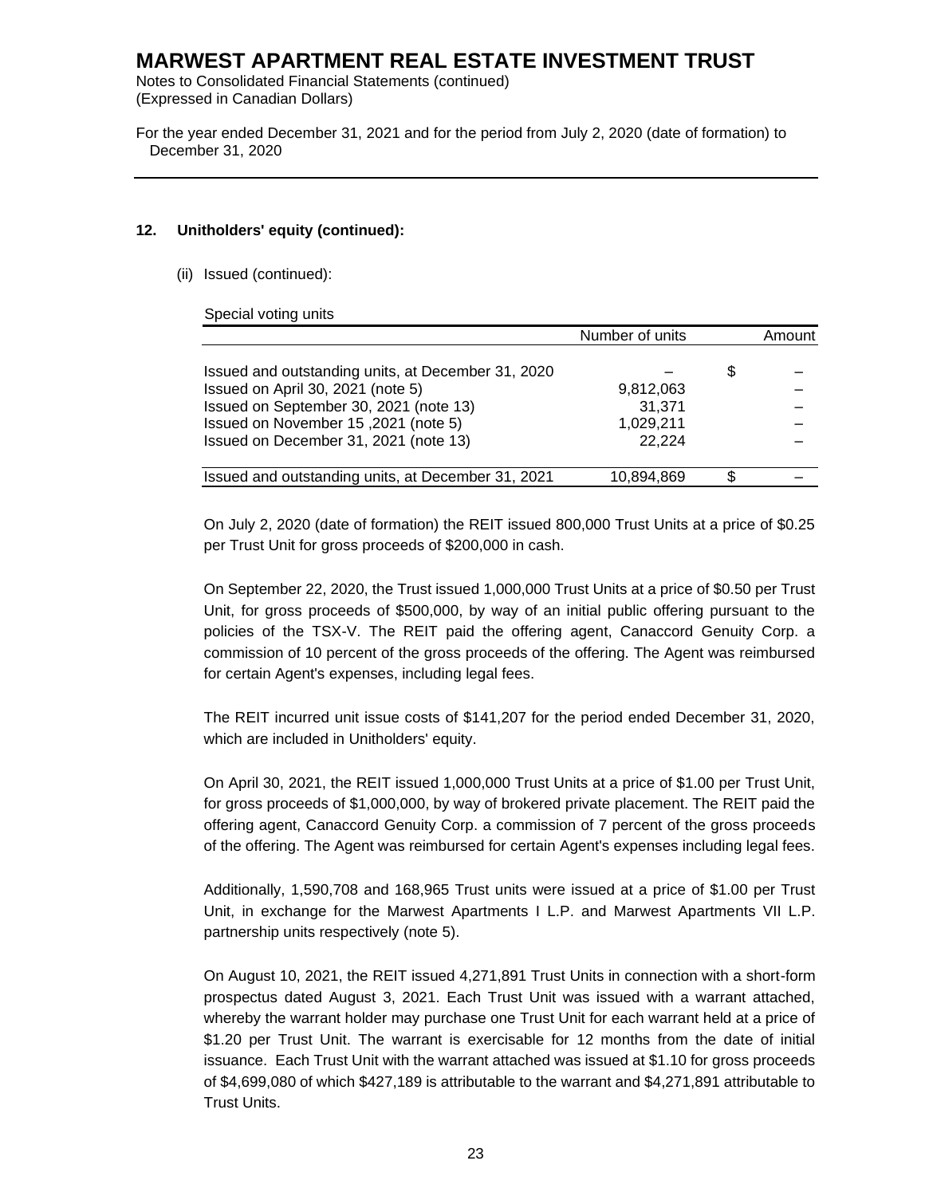## 12. Unitholders' equity (continued):

(ii) Issued (continued):

Special voting units

| | Number of units | Amount |
|---|---|---|
| Issued and outstanding units, at December 31, 2020 | – | $ – |
| Issued on April 30, 2021 (note 5) | 9,812,063 | – |
| Issued on September 30, 2021 (note 13) | 31,371 | – |
| Issued on November 15 ,2021 (note 5) | 1,029,211 | – |
| Issued on December 31, 2021 (note 13) | 22,224 | – |
| Issued and outstanding units, at December 31, 2021 | 10,894,869 | $ – |

On July 2, 2020 (date of formation) the REIT issued 800,000 Trust Units at a price of $0.25 per Trust Unit for gross proceeds of $200,000 in cash.

On September 22, 2020, the Trust issued 1,000,000 Trust Units at a price of $0.50 per Trust Unit, for gross proceeds of $500,000, by way of an initial public offering pursuant to the policies of the TSX-V. The REIT paid the offering agent, Canaccord Genuity Corp. a commission of 10 percent of the gross proceeds of the offering. The Agent was reimbursed for certain Agent's expenses, including legal fees.

The REIT incurred unit issue costs of $141,207 for the period ended December 31, 2020, which are included in Unitholders' equity.

On April 30, 2021, the REIT issued 1,000,000 Trust Units at a price of $1.00 per Trust Unit, for gross proceeds of $1,000,000, by way of brokered private placement. The REIT paid the offering agent, Canaccord Genuity Corp. a commission of 7 percent of the gross proceeds of the offering. The Agent was reimbursed for certain Agent's expenses including legal fees.

Additionally, 1,590,708 and 168,965 Trust units were issued at a price of $1.00 per Trust Unit, in exchange for the Marwest Apartments I L.P. and Marwest Apartments VII L.P. partnership units respectively (note 5).

On August 10, 2021, the REIT issued 4,271,891 Trust Units in connection with a short-form prospectus dated August 3, 2021. Each Trust Unit was issued with a warrant attached, whereby the warrant holder may purchase one Trust Unit for each warrant held at a price of $1.20 per Trust Unit. The warrant is exercisable for 12 months from the date of initial issuance. Each Trust Unit with the warrant attached was issued at $1.10 for gross proceeds of $4,699,080 of which $427,189 is attributable to the warrant and $4,271,891 attributable to Trust Units.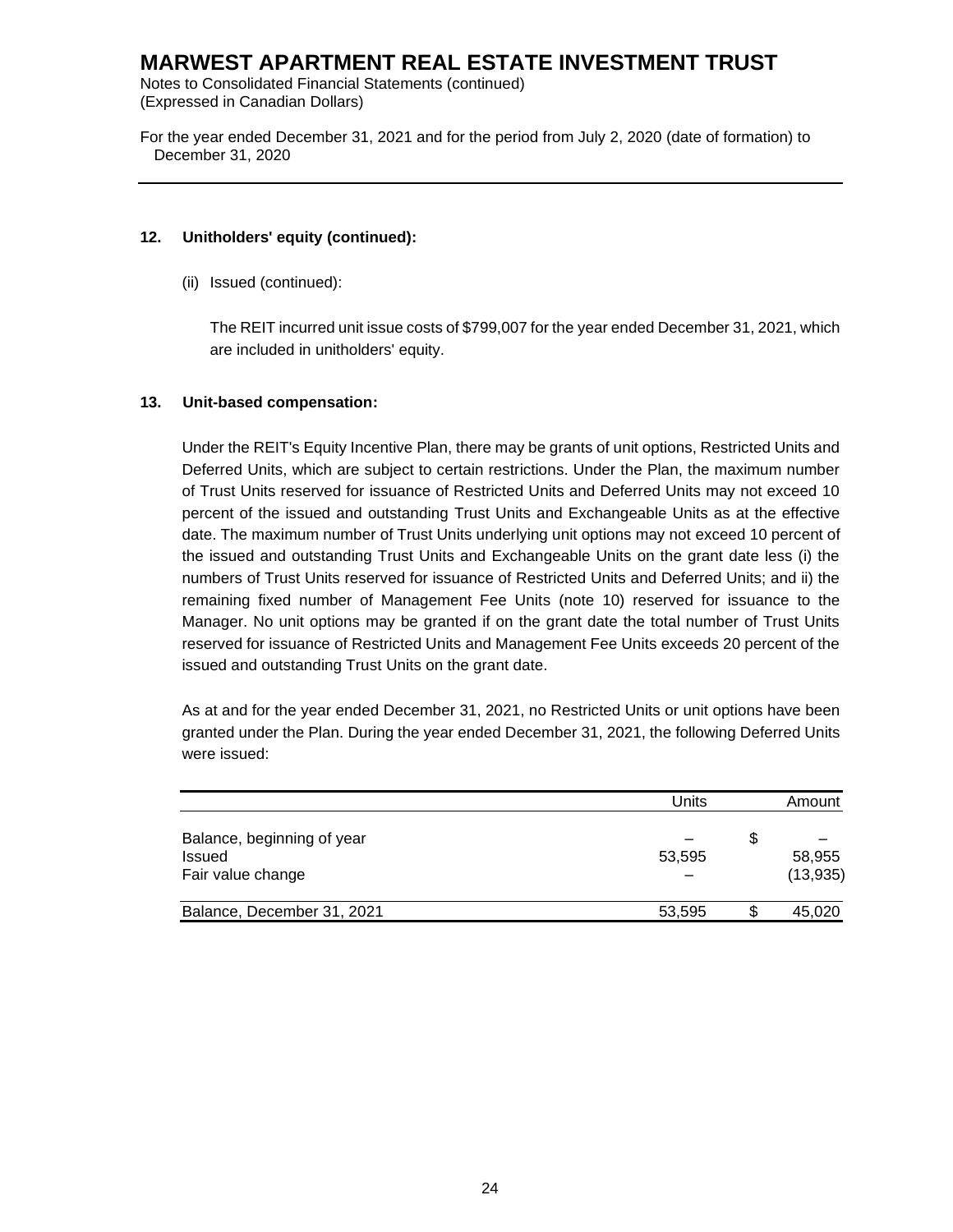## 12. Unitholders' equity (continued):

(ii) Issued (continued):

The REIT incurred unit issue costs of $799,007 for the year ended December 31, 2021, which are included in unitholders' equity.

## 13. Unit-based compensation:

Under the REIT's Equity Incentive Plan, there may be grants of unit options, Restricted Units and Deferred Units, which are subject to certain restrictions. Under the Plan, the maximum number of Trust Units reserved for issuance of Restricted Units and Deferred Units may not exceed 10 percent of the issued and outstanding Trust Units and Exchangeable Units as at the effective date. The maximum number of Trust Units underlying unit options may not exceed 10 percent of the issued and outstanding Trust Units and Exchangeable Units on the grant date less (i) the numbers of Trust Units reserved for issuance of Restricted Units and Deferred Units; and ii) the remaining fixed number of Management Fee Units (note 10) reserved for issuance to the Manager. No unit options may be granted if on the grant date the total number of Trust Units reserved for issuance of Restricted Units and Management Fee Units exceeds 20 percent of the issued and outstanding Trust Units on the grant date.

As at and for the year ended December 31, 2021, no Restricted Units or unit options have been granted under the Plan. During the year ended December 31, 2021, the following Deferred Units were issued:

| | Units | Amount |
|---|---|---|
| Balance, beginning of year | – | $ – |
| Issued | 53,595 | 58,955 |
| Fair value change | – | (13,935) |
| Balance, December 31, 2021 | 53,595 | $ 45,020 |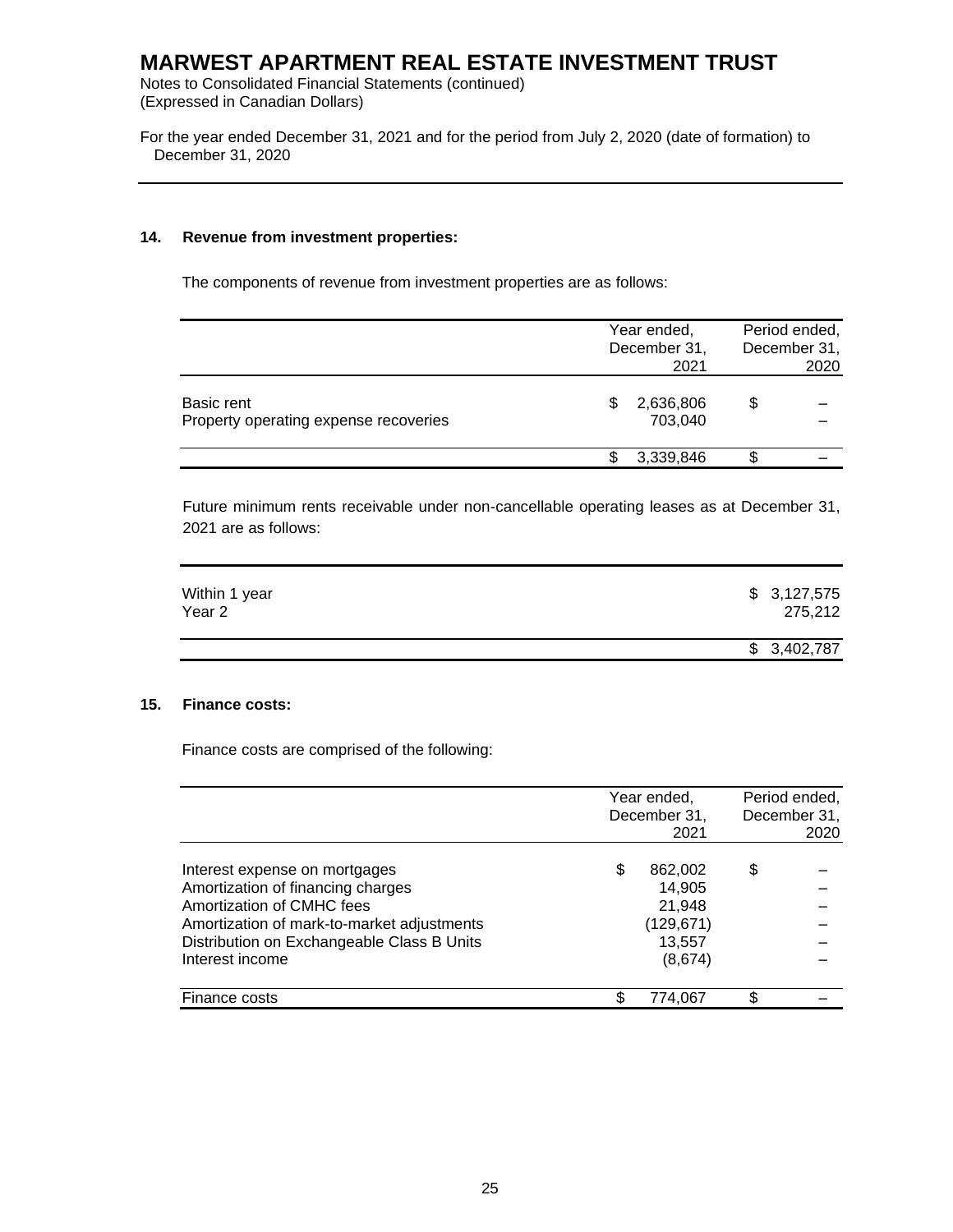# MARWEST APARTMENT REAL ESTATE INVESTMENT TRUST

Notes to Consolidated Financial Statements (continued)
(Expressed in Canadian Dollars)

For the year ended December 31, 2021 and for the period from July 2, 2020 (date of formation) to December 31, 2020

## 14. Revenue from investment properties:

The components of revenue from investment properties are as follows:

| | Year ended, December 31, 2021 | Period ended, December 31, 2020 |
|---|---|---|
| Basic rent | $ 2,636,806 | $ – |
| Property operating expense recoveries | 703,040 | – |
| | $ 3,339,846 | $ – |

Future minimum rents receivable under non-cancellable operating leases as at December 31, 2021 are as follows:

| | |
|---|---|
| Within 1 year | $ 3,127,575 |
| Year 2 | 275,212 |
| | $ 3,402,787 |

## 15. Finance costs:

Finance costs are comprised of the following:

| | Year ended, December 31, 2021 | Period ended, December 31, 2020 |
|---|---|---|
| Interest expense on mortgages | $ 862,002 | $ – |
| Amortization of financing charges | 14,905 | – |
| Amortization of CMHC fees | 21,948 | – |
| Amortization of mark-to-market adjustments | (129,671) | – |
| Distribution on Exchangeable Class B Units | 13,557 | – |
| Interest income | (8,674) | – |
| Finance costs | $ 774,067 | $ – |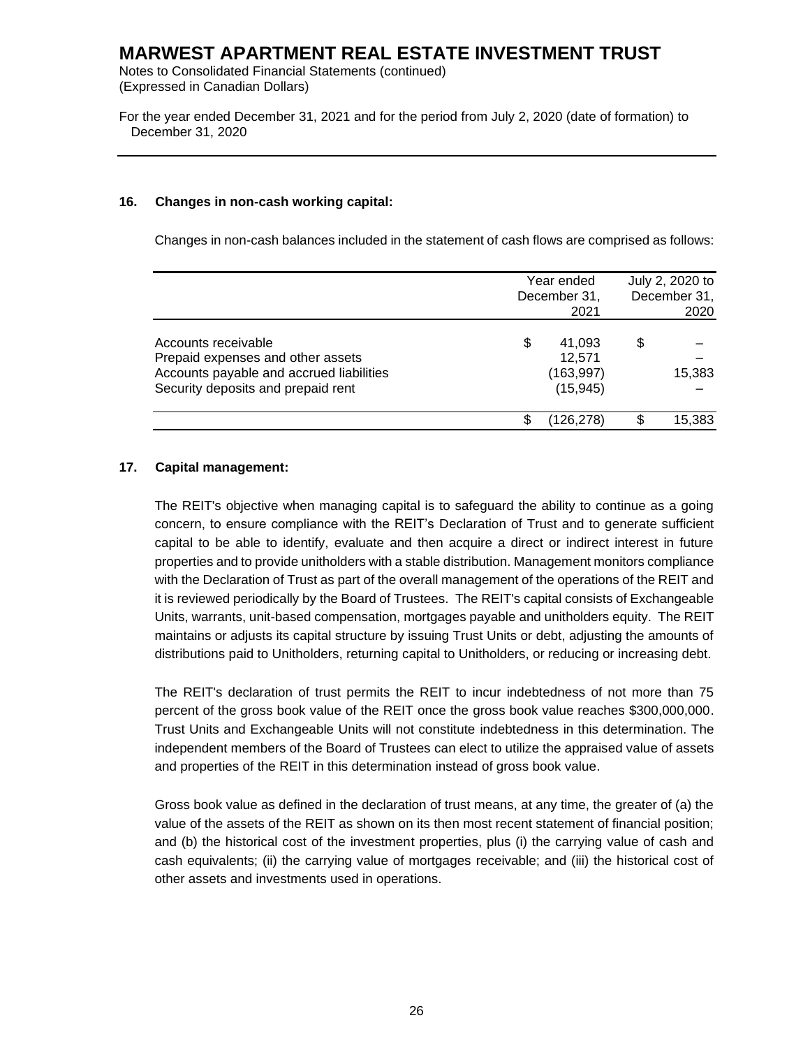## 16. Changes in non-cash working capital:

Changes in non-cash balances included in the statement of cash flows are comprised as follows:

| | Year ended December 31, 2021 | July 2, 2020 to December 31, 2020 |
|---|---|---|
| Accounts receivable | $ 41,093 | $ – |
| Prepaid expenses and other assets | 12,571 | – |
| Accounts payable and accrued liabilities | (163,997) | 15,383 |
| Security deposits and prepaid rent | (15,945) | – |
| | $ (126,278) | $ 15,383 |

## 17. Capital management:

The REIT's objective when managing capital is to safeguard the ability to continue as a going concern, to ensure compliance with the REIT's Declaration of Trust and to generate sufficient capital to be able to identify, evaluate and then acquire a direct or indirect interest in future properties and to provide unitholders with a stable distribution. Management monitors compliance with the Declaration of Trust as part of the overall management of the operations of the REIT and it is reviewed periodically by the Board of Trustees. The REIT's capital consists of Exchangeable Units, warrants, unit-based compensation, mortgages payable and unitholders equity. The REIT maintains or adjusts its capital structure by issuing Trust Units or debt, adjusting the amounts of distributions paid to Unitholders, returning capital to Unitholders, or reducing or increasing debt.

The REIT's declaration of trust permits the REIT to incur indebtedness of not more than 75 percent of the gross book value of the REIT once the gross book value reaches $300,000,000. Trust Units and Exchangeable Units will not constitute indebtedness in this determination. The independent members of the Board of Trustees can elect to utilize the appraised value of assets and properties of the REIT in this determination instead of gross book value.

Gross book value as defined in the declaration of trust means, at any time, the greater of (a) the value of the assets of the REIT as shown on its then most recent statement of financial position; and (b) the historical cost of the investment properties, plus (i) the carrying value of cash and cash equivalents; (ii) the carrying value of mortgages receivable; and (iii) the historical cost of other assets and investments used in operations.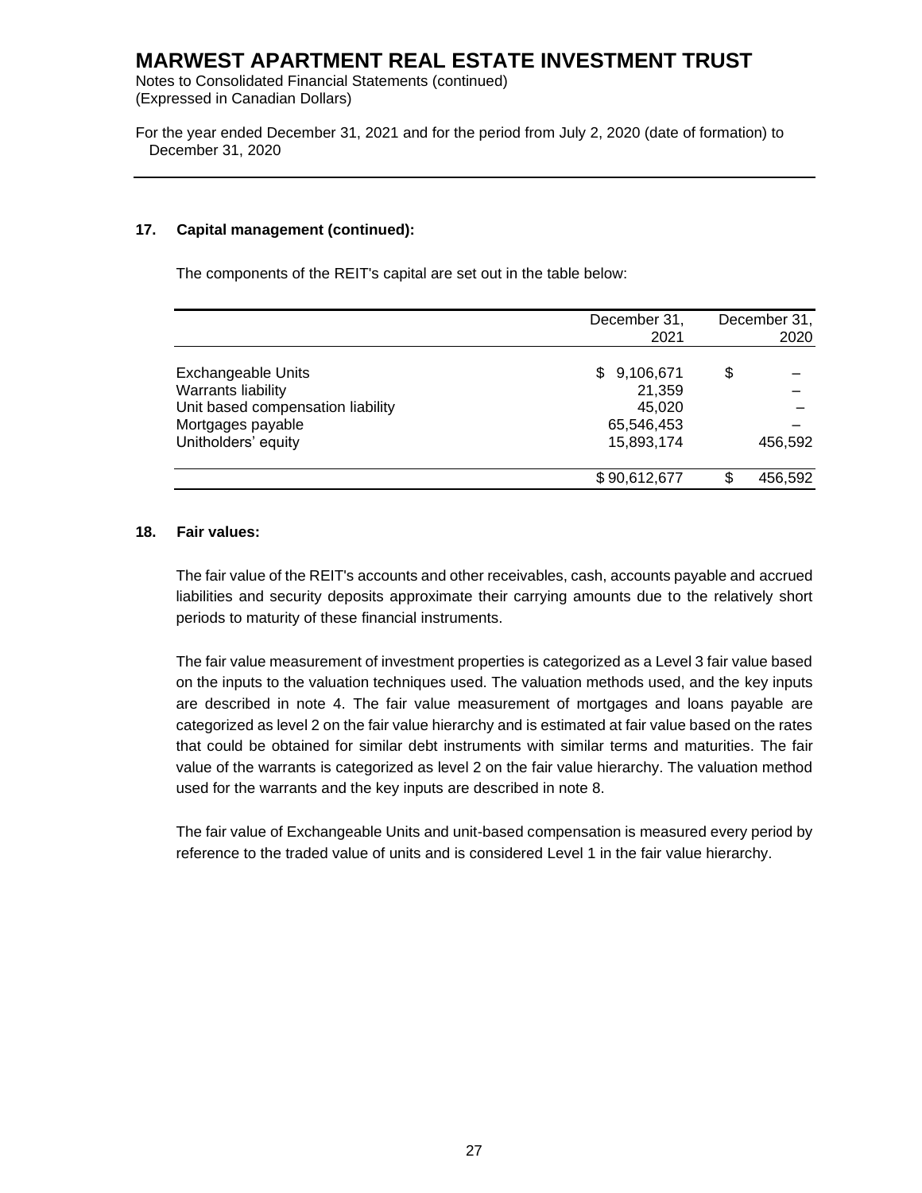## 17. Capital management (continued):

The components of the REIT's capital are set out in the table below:

| | December 31, 2021 | December 31, 2020 |
|---|---|---|
| Exchangeable Units | $ 9,106,671 | $ – |
| Warrants liability | 21,359 | – |
| Unit based compensation liability | 45,020 | – |
| Mortgages payable | 65,546,453 | – |
| Unitholders' equity | 15,893,174 | 456,592 |
| | $ 90,612,677 | $ 456,592 |

## 18. Fair values:

The fair value of the REIT's accounts and other receivables, cash, accounts payable and accrued liabilities and security deposits approximate their carrying amounts due to the relatively short periods to maturity of these financial instruments.

The fair value measurement of investment properties is categorized as a Level 3 fair value based on the inputs to the valuation techniques used. The valuation methods used, and the key inputs are described in note 4. The fair value measurement of mortgages and loans payable are categorized as level 2 on the fair value hierarchy and is estimated at fair value based on the rates that could be obtained for similar debt instruments with similar terms and maturities. The fair value of the warrants is categorized as level 2 on the fair value hierarchy. The valuation method used for the warrants and the key inputs are described in note 8.

The fair value of Exchangeable Units and unit-based compensation is measured every period by reference to the traded value of units and is considered Level 1 in the fair value hierarchy.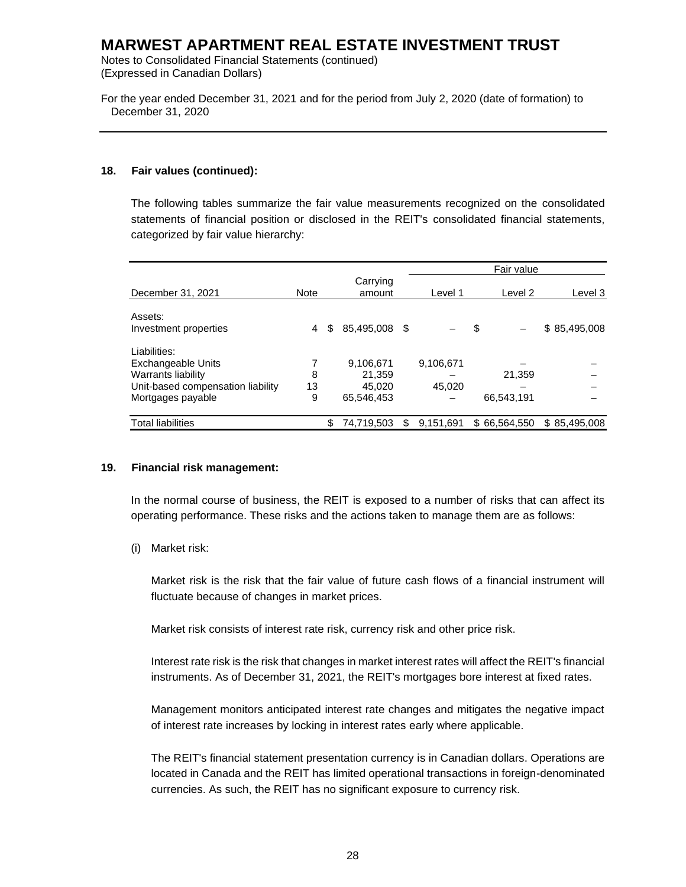# MARWEST APARTMENT REAL ESTATE INVESTMENT TRUST

Notes to Consolidated Financial Statements (continued)
(Expressed in Canadian Dollars)

For the year ended December 31, 2021 and for the period from July 2, 2020 (date of formation) to December 31, 2020

### 18. Fair values (continued):

The following tables summarize the fair value measurements recognized on the consolidated statements of financial position or disclosed in the REIT's consolidated financial statements, categorized by fair value hierarchy:

| | | | Fair value | | |
|---|---|---|---|---|---|
| December 31, 2021 | Note | Carrying amount | Level 1 | Level 2 | Level 3 |
| Assets: | | | | | |
| Investment properties | 4 | $ 85,495,008 | $ – | $ – | $ 85,495,008 |
| Liabilities: | | | | | |
| Exchangeable Units | 7 | 9,106,671 | 9,106,671 | – | – |
| Warrants liability | 8 | 21,359 | – | 21,359 | – |
| Unit-based compensation liability | 13 | 45,020 | 45,020 | – | – |
| Mortgages payable | 9 | 65,546,453 | – | 66,543,191 | – |
| Total liabilities | | $ 74,719,503 | $ 9,151,691 | $ 66,564,550 | $ 85,495,008 |

### 19. Financial risk management:

In the normal course of business, the REIT is exposed to a number of risks that can affect its operating performance. These risks and the actions taken to manage them are as follows:

(i) Market risk:

Market risk is the risk that the fair value of future cash flows of a financial instrument will fluctuate because of changes in market prices.

Market risk consists of interest rate risk, currency risk and other price risk.

Interest rate risk is the risk that changes in market interest rates will affect the REIT's financial instruments. As of December 31, 2021, the REIT's mortgages bore interest at fixed rates.

Management monitors anticipated interest rate changes and mitigates the negative impact of interest rate increases by locking in interest rates early where applicable.

The REIT's financial statement presentation currency is in Canadian dollars. Operations are located in Canada and the REIT has limited operational transactions in foreign-denominated currencies. As such, the REIT has no significant exposure to currency risk.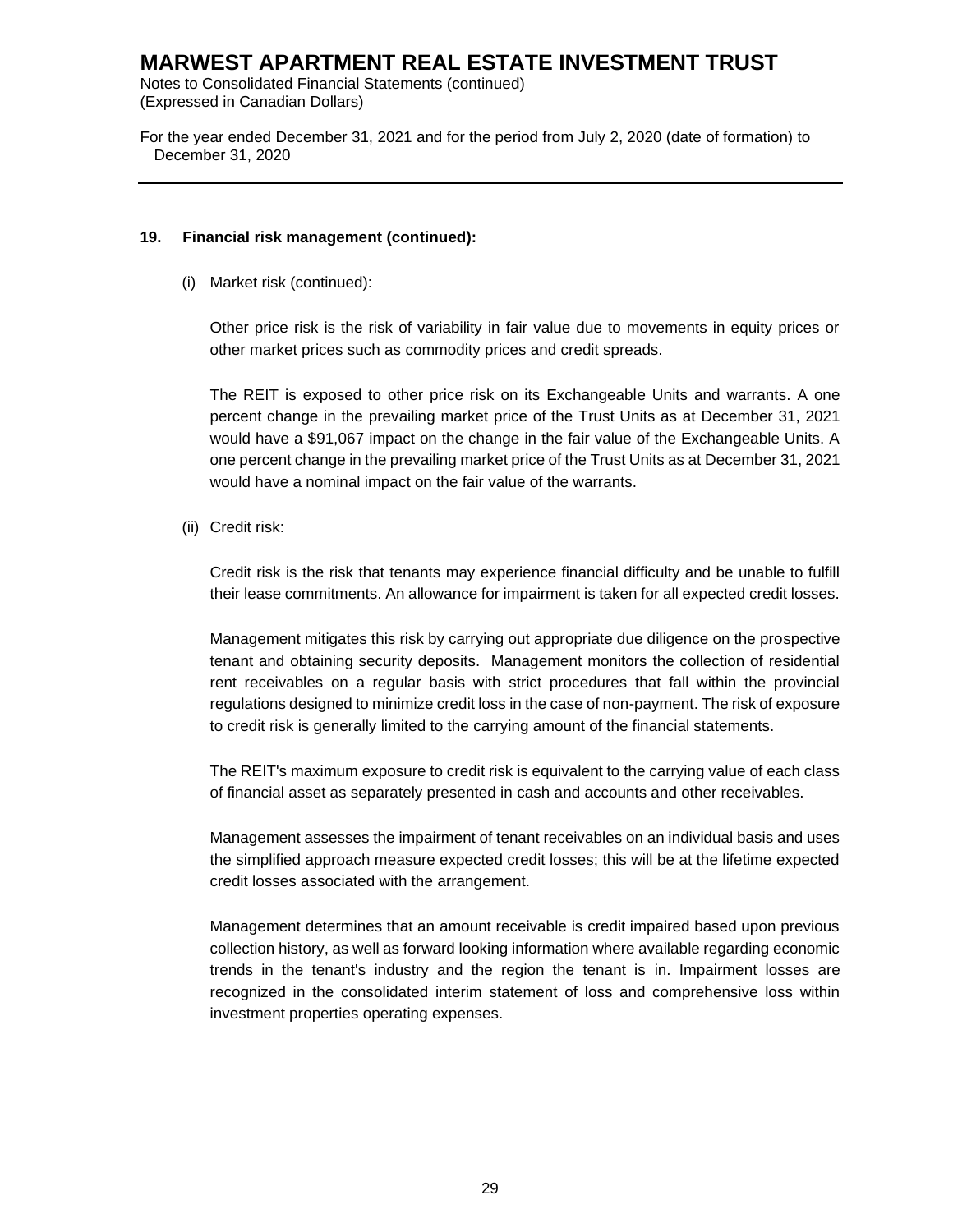## 19. Financial risk management (continued):

(i) Market risk (continued):

Other price risk is the risk of variability in fair value due to movements in equity prices or other market prices such as commodity prices and credit spreads.

The REIT is exposed to other price risk on its Exchangeable Units and warrants. A one percent change in the prevailing market price of the Trust Units as at December 31, 2021 would have a $91,067 impact on the change in the fair value of the Exchangeable Units. A one percent change in the prevailing market price of the Trust Units as at December 31, 2021 would have a nominal impact on the fair value of the warrants.

(ii) Credit risk:

Credit risk is the risk that tenants may experience financial difficulty and be unable to fulfill their lease commitments. An allowance for impairment is taken for all expected credit losses.

Management mitigates this risk by carrying out appropriate due diligence on the prospective tenant and obtaining security deposits. Management monitors the collection of residential rent receivables on a regular basis with strict procedures that fall within the provincial regulations designed to minimize credit loss in the case of non-payment. The risk of exposure to credit risk is generally limited to the carrying amount of the financial statements.

The REIT's maximum exposure to credit risk is equivalent to the carrying value of each class of financial asset as separately presented in cash and accounts and other receivables.

Management assesses the impairment of tenant receivables on an individual basis and uses the simplified approach measure expected credit losses; this will be at the lifetime expected credit losses associated with the arrangement.

Management determines that an amount receivable is credit impaired based upon previous collection history, as well as forward looking information where available regarding economic trends in the tenant's industry and the region the tenant is in. Impairment losses are recognized in the consolidated interim statement of loss and comprehensive loss within investment properties operating expenses.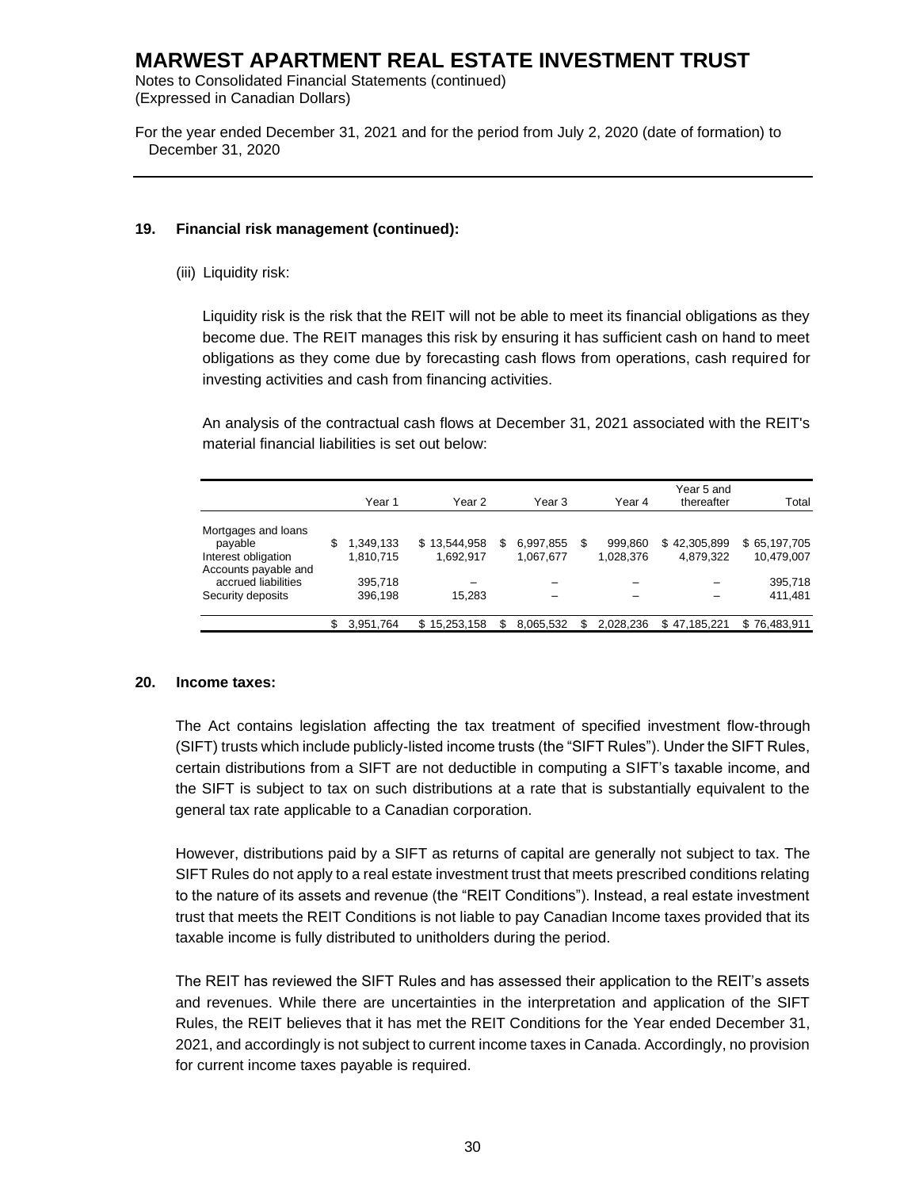## 19. Financial risk management (continued):

(iii) Liquidity risk:

Liquidity risk is the risk that the REIT will not be able to meet its financial obligations as they become due. The REIT manages this risk by ensuring it has sufficient cash on hand to meet obligations as they come due by forecasting cash flows from operations, cash required for investing activities and cash from financing activities.

An analysis of the contractual cash flows at December 31, 2021 associated with the REIT's material financial liabilities is set out below:

| | Year 1 | Year 2 | Year 3 | Year 4 | Year 5 and thereafter | Total |
|---|---|---|---|---|---|---|
| Mortgages and loans payable | $ 1,349,133 | $ 13,544,958 | $ 6,997,855 | $ 999,860 | $ 42,305,899 | $ 65,197,705 |
| Interest obligation | 1,810,715 | 1,692,917 | 1,067,677 | 1,028,376 | 4,879,322 | 10,479,007 |
| Accounts payable and accrued liabilities | 395,718 | – | – | – | – | 395,718 |
| Security deposits | 396,198 | 15,283 | – | – | – | 411,481 |
| | $ 3,951,764 | $ 15,253,158 | $ 8,065,532 | $ 2,028,236 | $ 47,185,221 | $ 76,483,911 |

## 20. Income taxes:

The Act contains legislation affecting the tax treatment of specified investment flow-through (SIFT) trusts which include publicly-listed income trusts (the "SIFT Rules"). Under the SIFT Rules, certain distributions from a SIFT are not deductible in computing a SIFT's taxable income, and the SIFT is subject to tax on such distributions at a rate that is substantially equivalent to the general tax rate applicable to a Canadian corporation.

However, distributions paid by a SIFT as returns of capital are generally not subject to tax. The SIFT Rules do not apply to a real estate investment trust that meets prescribed conditions relating to the nature of its assets and revenue (the "REIT Conditions"). Instead, a real estate investment trust that meets the REIT Conditions is not liable to pay Canadian Income taxes provided that its taxable income is fully distributed to unitholders during the period.

The REIT has reviewed the SIFT Rules and has assessed their application to the REIT's assets and revenues. While there are uncertainties in the interpretation and application of the SIFT Rules, the REIT believes that it has met the REIT Conditions for the Year ended December 31, 2021, and accordingly is not subject to current income taxes in Canada. Accordingly, no provision for current income taxes payable is required.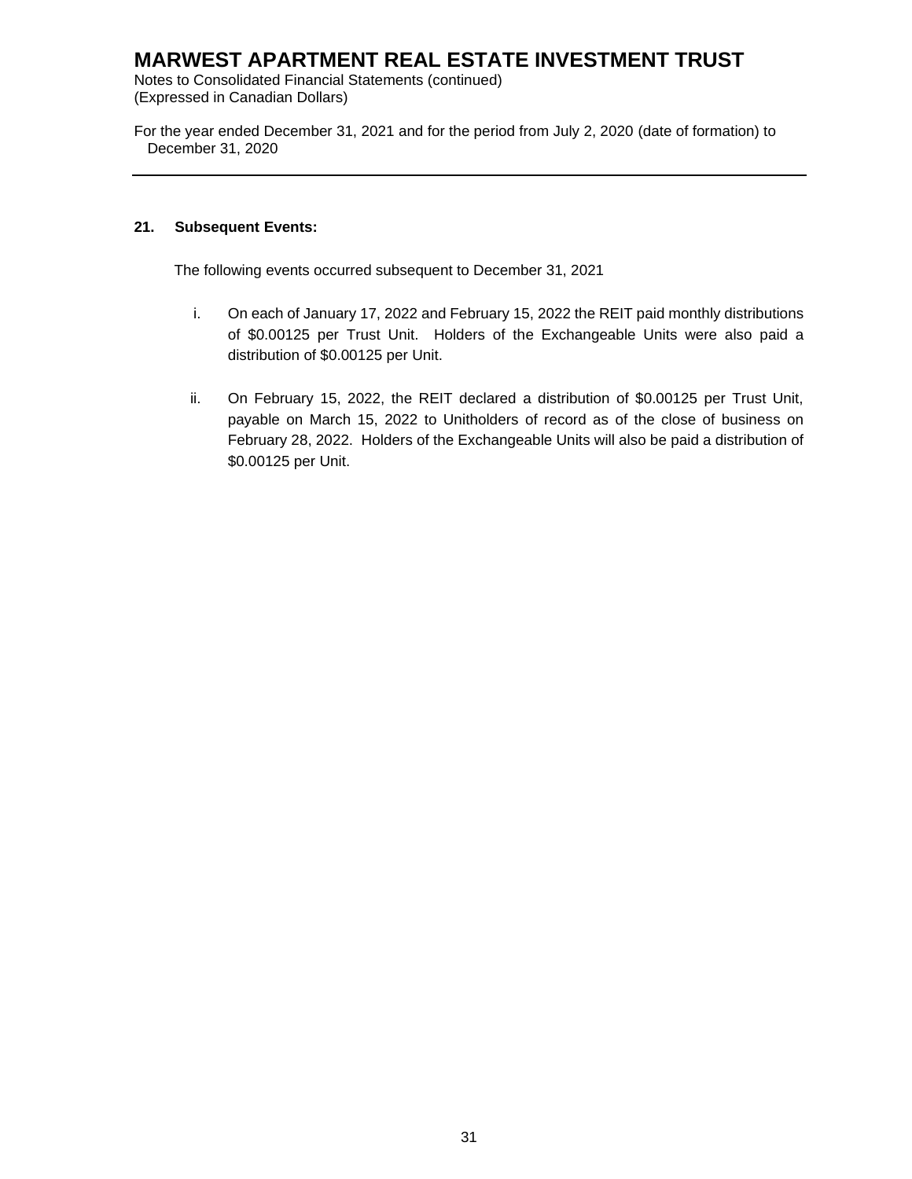## 21. Subsequent Events:

The following events occurred subsequent to December 31, 2021

i. On each of January 17, 2022 and February 15, 2022 the REIT paid monthly distributions of $0.00125 per Trust Unit. Holders of the Exchangeable Units were also paid a distribution of $0.00125 per Unit.

ii. On February 15, 2022, the REIT declared a distribution of $0.00125 per Trust Unit, payable on March 15, 2022 to Unitholders of record as of the close of business on February 28, 2022. Holders of the Exchangeable Units will also be paid a distribution of $0.00125 per Unit.